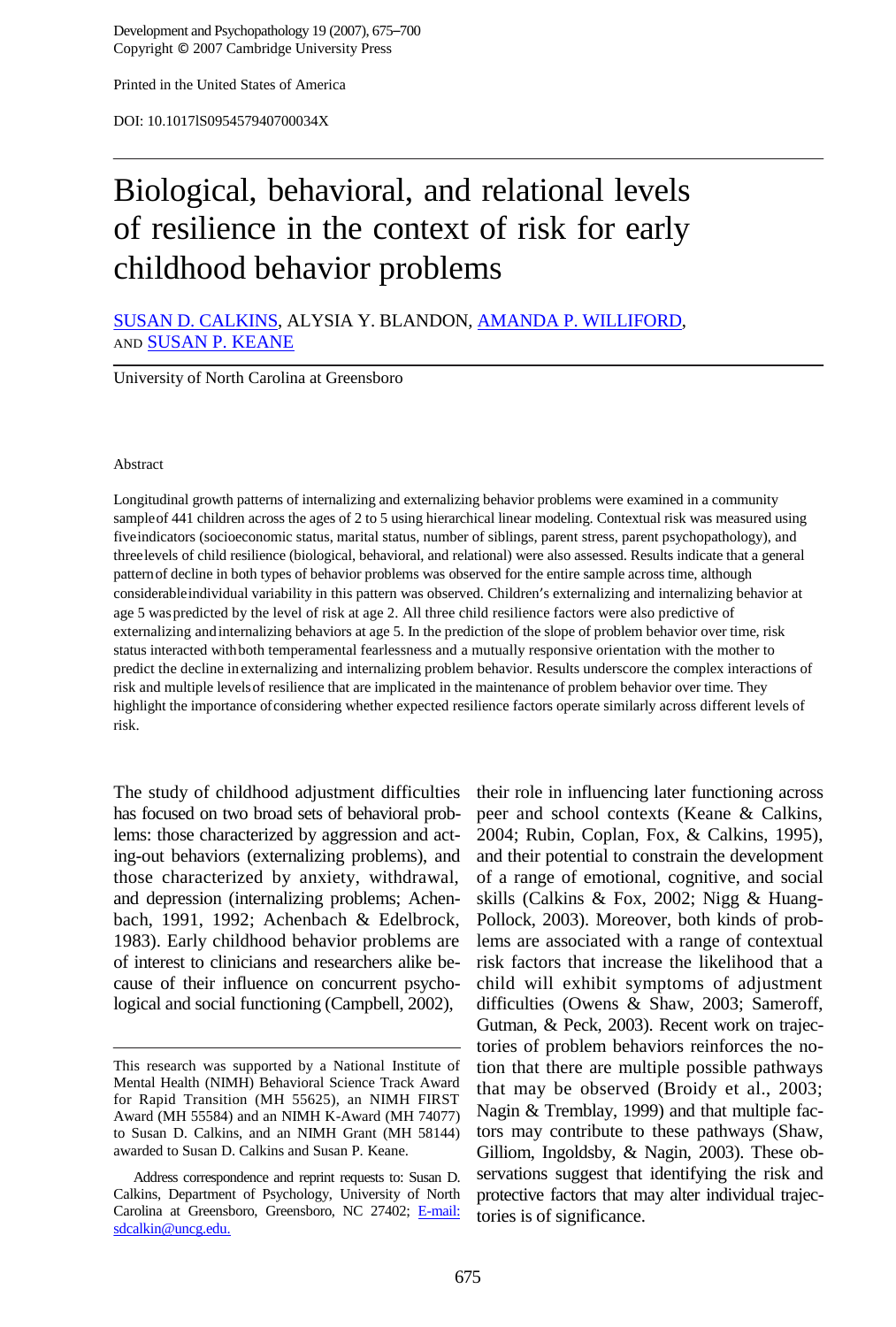Development and Psychopathology 19 (2007), 675–700
Copyright © 2007 Cambridge University Press

Printed in the United States of America

DOI: 10.1017lS095457940700034X

# Biological, behavioral, and relational levels of resilience in the context of risk for early childhood behavior problems

SUSAN D. CALKINS, ALYSIA Y. BLANDON, AMANDA P. WILLIFORD, AND SUSAN P. KEANE

University of North Carolina at Greensboro

## Abstract

Longitudinal growth patterns of internalizing and externalizing behavior problems were examined in a community sample of 441 children across the ages of 2 to 5 using hierarchical linear modeling. Contextual risk was measured using five indicators (socioeconomic status, marital status, number of siblings, parent stress, parent psychopathology), and three levels of child resilience (biological, behavioral, and relational) were also assessed. Results indicate that a general pattern of decline in both types of behavior problems was observed for the entire sample across time, although considerable individual variability in this pattern was observed. Children's externalizing and internalizing behavior at age 5 was predicted by the level of risk at age 2. All three child resilience factors were also predictive of externalizing and internalizing behaviors at age 5. In the prediction of the slope of problem behavior over time, risk status interacted with both temperamental fearlessness and a mutually responsive orientation with the mother to predict the decline in externalizing and internalizing problem behavior. Results underscore the complex interactions of risk and multiple levels of resilience that are implicated in the maintenance of problem behavior over time. They highlight the importance of considering whether expected resilience factors operate similarly across different levels of risk.

The study of childhood adjustment difficulties has focused on two broad sets of behavioral problems: those characterized by aggression and acting-out behaviors (externalizing problems), and those characterized by anxiety, withdrawal, and depression (internalizing problems; Achenbach, 1991, 1992; Achenbach & Edelbrock, 1983). Early childhood behavior problems are of interest to clinicians and researchers alike because of their influence on concurrent psychological and social functioning (Campbell, 2002), their role in influencing later functioning across peer and school contexts (Keane & Calkins, 2004; Rubin, Coplan, Fox, & Calkins, 1995), and their potential to constrain the development of a range of emotional, cognitive, and social skills (Calkins & Fox, 2002; Nigg & Huang-Pollock, 2003). Moreover, both kinds of problems are associated with a range of contextual risk factors that increase the likelihood that a child will exhibit symptoms of adjustment difficulties (Owens & Shaw, 2003; Sameroff, Gutman, & Peck, 2003). Recent work on trajectories of problem behaviors reinforces the notion that there are multiple possible pathways that may be observed (Broidy et al., 2003; Nagin & Tremblay, 1999) and that multiple factors may contribute to these pathways (Shaw, Gilliom, Ingoldsby, & Nagin, 2003). These observations suggest that identifying the risk and protective factors that may alter individual trajectories is of significance.

This research was supported by a National Institute of Mental Health (NIMH) Behavioral Science Track Award for Rapid Transition (MH 55625), an NIMH FIRST Award (MH 55584) and an NIMH K-Award (MH 74077) to Susan D. Calkins, and an NIMH Grant (MH 58144) awarded to Susan D. Calkins and Susan P. Keane.

Address correspondence and reprint requests to: Susan D. Calkins, Department of Psychology, University of North Carolina at Greensboro, Greensboro, NC 27402; E-mail: sdcalkin@uncg.edu.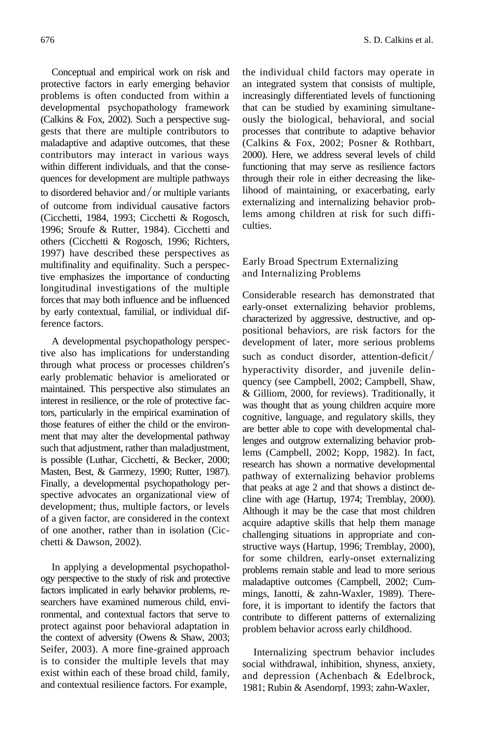Conceptual and empirical work on risk and protective factors in early emerging behavior problems is often conducted from within a developmental psychopathology framework (Calkins & Fox, 2002). Such a perspective suggests that there are multiple contributors to maladaptive and adaptive outcomes, that these contributors may interact in various ways within different individuals, and that the consequences for development are multiple pathways to disordered behavior and/or multiple variants of outcome from individual causative factors (Cicchetti, 1984, 1993; Cicchetti & Rogosch, 1996; Sroufe & Rutter, 1984). Cicchetti and others (Cicchetti & Rogosch, 1996; Richters, 1997) have described these perspectives as multifinality and equifinality. Such a perspective emphasizes the importance of conducting longitudinal investigations of the multiple forces that may both influence and be influenced by early contextual, familial, or individual difference factors.

A developmental psychopathology perspective also has implications for understanding through what process or processes children's early problematic behavior is ameliorated or maintained. This perspective also stimulates an interest in resilience, or the role of protective factors, particularly in the empirical examination of those features of either the child or the environment that may alter the developmental pathway such that adjustment, rather than maladjustment, is possible (Luthar, Cicchetti, & Becker, 2000; Masten, Best, & Garmezy, 1990; Rutter, 1987). Finally, a developmental psychopathology perspective advocates an organizational view of development; thus, multiple factors, or levels of a given factor, are considered in the context of one another, rather than in isolation (Cicchetti & Dawson, 2002).

In applying a developmental psychopathology perspective to the study of risk and protective factors implicated in early behavior problems, researchers have examined numerous child, environmental, and contextual factors that serve to protect against poor behavioral adaptation in the context of adversity (Owens & Shaw, 2003; Seifer, 2003). A more fine-grained approach is to consider the multiple levels that may exist within each of these broad child, family, and contextual resilience factors. For example, the individual child factors may operate in an integrated system that consists of multiple, increasingly differentiated levels of functioning that can be studied by examining simultaneously the biological, behavioral, and social processes that contribute to adaptive behavior (Calkins & Fox, 2002; Posner & Rothbart, 2000). Here, we address several levels of child functioning that may serve as resilience factors through their role in either decreasing the likelihood of maintaining, or exacerbating, early externalizing and internalizing behavior problems among children at risk for such difficulties.

## Early Broad Spectrum Externalizing and Internalizing Problems

Considerable research has demonstrated that early-onset externalizing behavior problems, characterized by aggressive, destructive, and oppositional behaviors, are risk factors for the development of later, more serious problems such as conduct disorder, attention-deficit/hyperactivity disorder, and juvenile delinquency (see Campbell, 2002; Campbell, Shaw, & Gilliom, 2000, for reviews). Traditionally, it was thought that as young children acquire more cognitive, language, and regulatory skills, they are better able to cope with developmental challenges and outgrow externalizing behavior problems (Campbell, 2002; Kopp, 1982). In fact, research has shown a normative developmental pathway of externalizing behavior problems that peaks at age 2 and that shows a distinct decline with age (Hartup, 1974; Tremblay, 2000). Although it may be the case that most children acquire adaptive skills that help them manage challenging situations in appropriate and constructive ways (Hartup, 1996; Tremblay, 2000), for some children, early-onset externalizing problems remain stable and lead to more serious maladaptive outcomes (Campbell, 2002; Cummings, Ianotti, & zahn-Waxler, 1989). Therefore, it is important to identify the factors that contribute to different patterns of externalizing problem behavior across early childhood.

Internalizing spectrum behavior includes social withdrawal, inhibition, shyness, anxiety, and depression (Achenbach & Edelbrock, 1981; Rubin & Asendorpf, 1993; zahn-Waxler,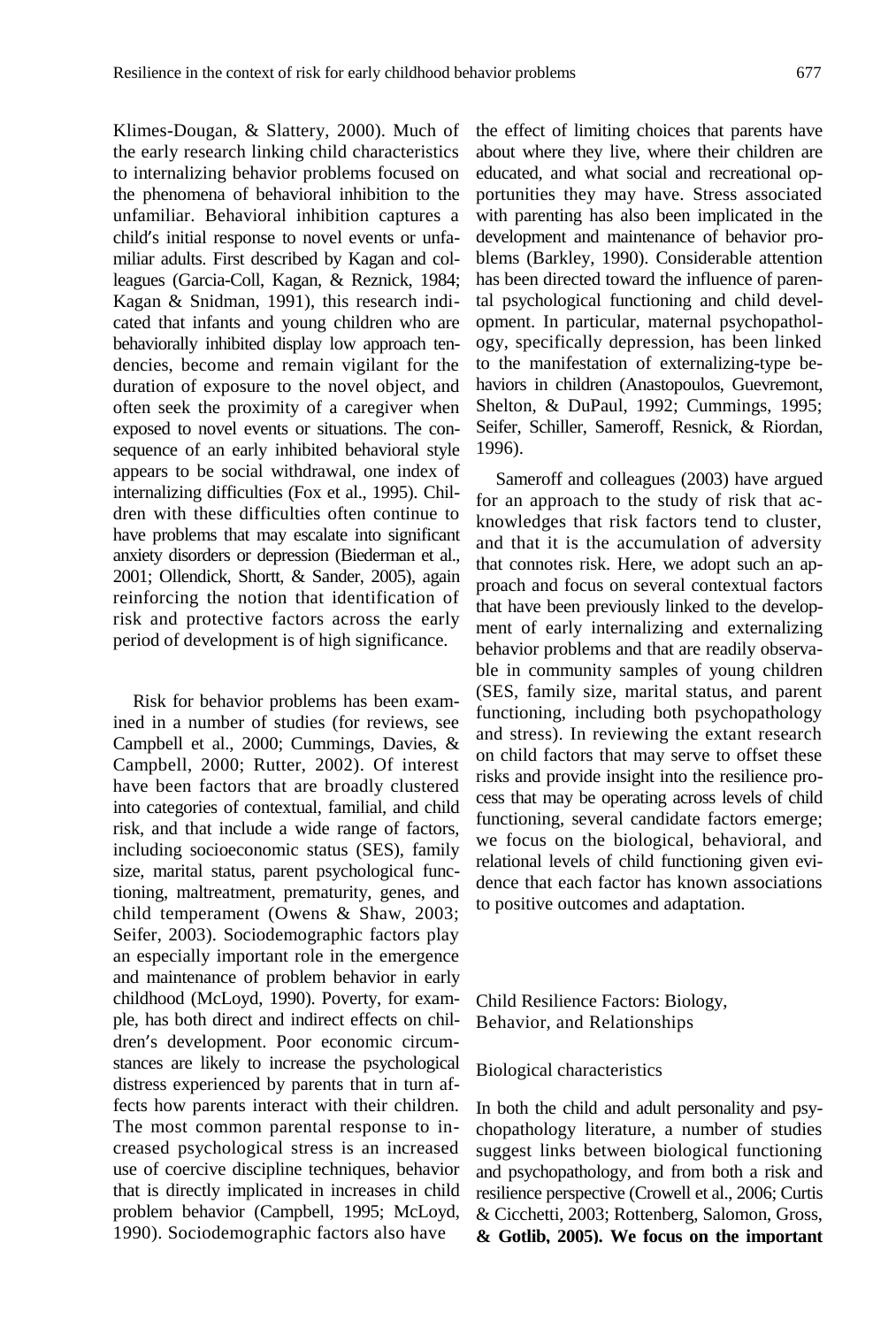Klimes-Dougan, & Slattery, 2000). Much of the early research linking child characteristics to internalizing behavior problems focused on the phenomena of behavioral inhibition to the unfamiliar. Behavioral inhibition captures a child's initial response to novel events or unfamiliar adults. First described by Kagan and colleagues (Garcia-Coll, Kagan, & Reznick, 1984; Kagan & Snidman, 1991), this research indicated that infants and young children who are behaviorally inhibited display low approach tendencies, become and remain vigilant for the duration of exposure to the novel object, and often seek the proximity of a caregiver when exposed to novel events or situations. The consequence of an early inhibited behavioral style appears to be social withdrawal, one index of internalizing difficulties (Fox et al., 1995). Children with these difficulties often continue to have problems that may escalate into significant anxiety disorders or depression (Biederman et al., 2001; Ollendick, Shortt, & Sander, 2005), again reinforcing the notion that identification of risk and protective factors across the early period of development is of high significance.

Risk for behavior problems has been examined in a number of studies (for reviews, see Campbell et al., 2000; Cummings, Davies, & Campbell, 2000; Rutter, 2002). Of interest have been factors that are broadly clustered into categories of contextual, familial, and child risk, and that include a wide range of factors, including socioeconomic status (SES), family size, marital status, parent psychological functioning, maltreatment, prematurity, genes, and child temperament (Owens & Shaw, 2003; Seifer, 2003). Sociodemographic factors play an especially important role in the emergence and maintenance of problem behavior in early childhood (McLoyd, 1990). Poverty, for example, has both direct and indirect effects on children's development. Poor economic circumstances are likely to increase the psychological distress experienced by parents that in turn affects how parents interact with their children. The most common parental response to increased psychological stress is an increased use of coercive discipline techniques, behavior that is directly implicated in increases in child problem behavior (Campbell, 1995; McLoyd, 1990). Sociodemographic factors also have the effect of limiting choices that parents have about where they live, where their children are educated, and what social and recreational opportunities they may have. Stress associated with parenting has also been implicated in the development and maintenance of behavior problems (Barkley, 1990). Considerable attention has been directed toward the influence of parental psychological functioning and child development. In particular, maternal psychopathology, specifically depression, has been linked to the manifestation of externalizing-type behaviors in children (Anastopoulos, Guevremont, Shelton, & DuPaul, 1992; Cummings, 1995; Seifer, Schiller, Sameroff, Resnick, & Riordan, 1996).

Sameroff and colleagues (2003) have argued for an approach to the study of risk that acknowledges that risk factors tend to cluster, and that it is the accumulation of adversity that connotes risk. Here, we adopt such an approach and focus on several contextual factors that have been previously linked to the development of early internalizing and externalizing behavior problems and that are readily observable in community samples of young children (SES, family size, marital status, and parent functioning, including both psychopathology and stress). In reviewing the extant research on child factors that may serve to offset these risks and provide insight into the resilience process that may be operating across levels of child functioning, several candidate factors emerge; we focus on the biological, behavioral, and relational levels of child functioning given evidence that each factor has known associations to positive outcomes and adaptation.

## Child Resilience Factors: Biology, Behavior, and Relationships

### Biological characteristics

In both the child and adult personality and psychopathology literature, a number of studies suggest links between biological functioning and psychopathology, and from both a risk and resilience perspective (Crowell et al., 2006; Curtis & Cicchetti, 2003; Rottenberg, Salomon, Gross, & Gotlib, 2005). We focus on the important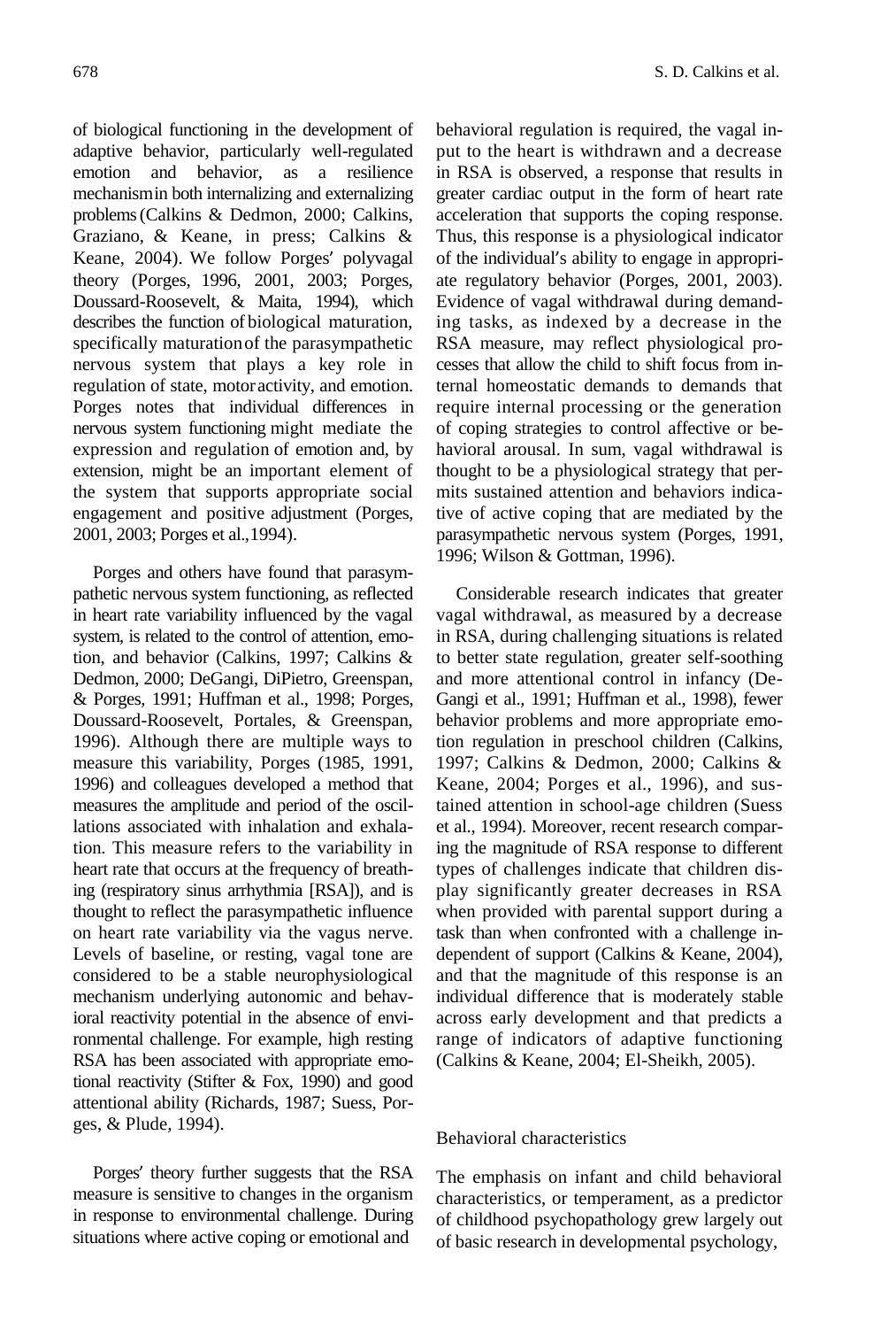of biological functioning in the development of adaptive behavior, particularly well-regulated emotion and behavior, as a resilience mechanism in both internalizing and externalizing problems (Calkins & Dedmon, 2000; Calkins, Graziano, & Keane, in press; Calkins & Keane, 2004). We follow Porges' polyvagal theory (Porges, 1996, 2001, 2003; Porges, Doussard-Roosevelt, & Maita, 1994), which describes the function of biological maturation, specifically maturation of the parasympathetic nervous system that plays a key role in regulation of state, motor activity, and emotion. Porges notes that individual differences in nervous system functioning might mediate the expression and regulation of emotion and, by extension, might be an important element of the system that supports appropriate social engagement and positive adjustment (Porges, 2001, 2003; Porges et al., 1994).

Porges and others have found that parasympathetic nervous system functioning, as reflected in heart rate variability influenced by the vagal system, is related to the control of attention, emotion, and behavior (Calkins, 1997; Calkins & Dedmon, 2000; DeGangi, DiPietro, Greenspan, & Porges, 1991; Huffman et al., 1998; Porges, Doussard-Roosevelt, Portales, & Greenspan, 1996). Although there are multiple ways to measure this variability, Porges (1985, 1991, 1996) and colleagues developed a method that measures the amplitude and period of the oscillations associated with inhalation and exhalation. This measure refers to the variability in heart rate that occurs at the frequency of breathing (respiratory sinus arrhythmia [RSA]), and is thought to reflect the parasympathetic influence on heart rate variability via the vagus nerve. Levels of baseline, or resting, vagal tone are considered to be a stable neurophysiological mechanism underlying autonomic and behavioral reactivity potential in the absence of environmental challenge. For example, high resting RSA has been associated with appropriate emotional reactivity (Stifter & Fox, 1990) and good attentional ability (Richards, 1987; Suess, Porges, & Plude, 1994).

Porges' theory further suggests that the RSA measure is sensitive to changes in the organism in response to environmental challenge. During situations where active coping or emotional and behavioral regulation is required, the vagal input to the heart is withdrawn and a decrease in RSA is observed, a response that results in greater cardiac output in the form of heart rate acceleration that supports the coping response. Thus, this response is a physiological indicator of the individual's ability to engage in appropriate regulatory behavior (Porges, 2001, 2003). Evidence of vagal withdrawal during demanding tasks, as indexed by a decrease in the RSA measure, may reflect physiological processes that allow the child to shift focus from internal homeostatic demands to demands that require internal processing or the generation of coping strategies to control affective or behavioral arousal. In sum, vagal withdrawal is thought to be a physiological strategy that permits sustained attention and behaviors indicative of active coping that are mediated by the parasympathetic nervous system (Porges, 1991, 1996; Wilson & Gottman, 1996).

Considerable research indicates that greater vagal withdrawal, as measured by a decrease in RSA, during challenging situations is related to better state regulation, greater self-soothing and more attentional control in infancy (DeGangi et al., 1991; Huffman et al., 1998), fewer behavior problems and more appropriate emotion regulation in preschool children (Calkins, 1997; Calkins & Dedmon, 2000; Calkins & Keane, 2004; Porges et al., 1996), and sustained attention in school-age children (Suess et al., 1994). Moreover, recent research comparing the magnitude of RSA response to different types of challenges indicate that children display significantly greater decreases in RSA when provided with parental support during a task than when confronted with a challenge independent of support (Calkins & Keane, 2004), and that the magnitude of this response is an individual difference that is moderately stable across early development and that predicts a range of indicators of adaptive functioning (Calkins & Keane, 2004; El-Sheikh, 2005).

### Behavioral characteristics

The emphasis on infant and child behavioral characteristics, or temperament, as a predictor of childhood psychopathology grew largely out of basic research in developmental psychology,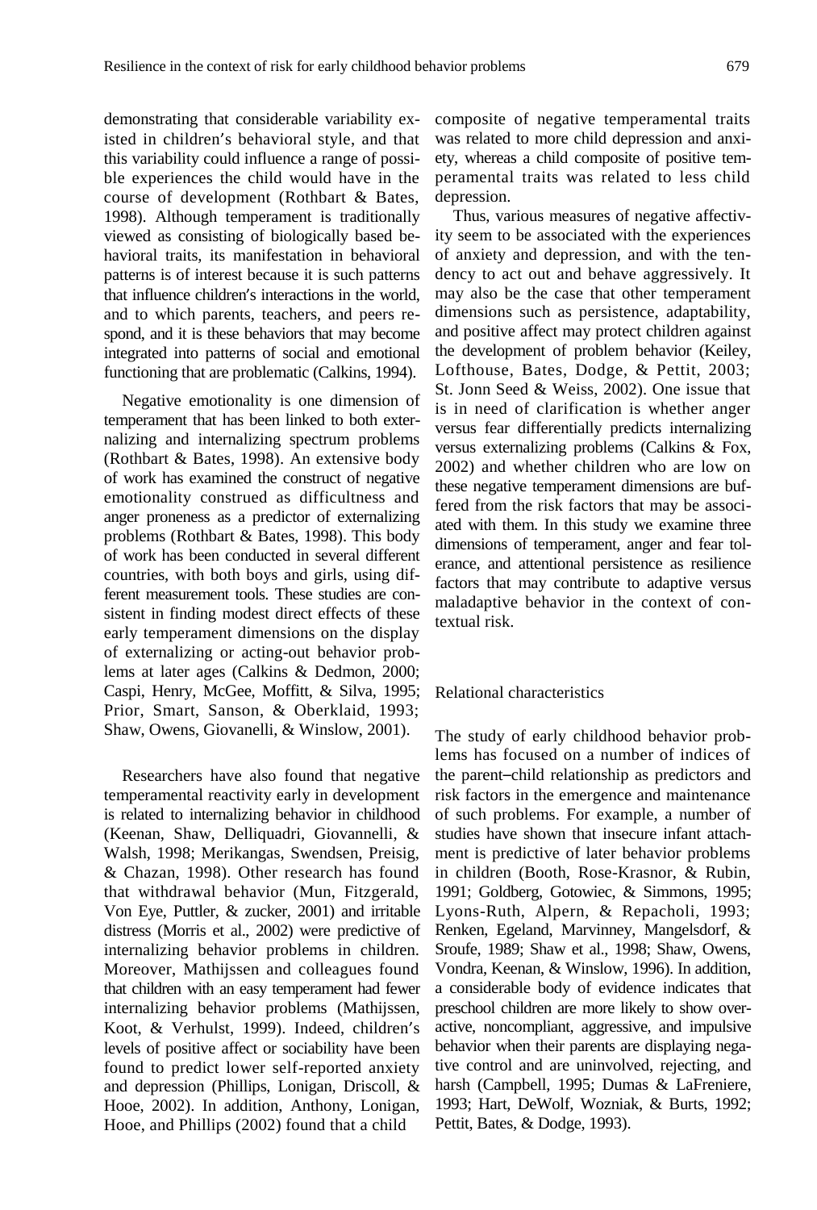demonstrating that considerable variability existed in children's behavioral style, and that this variability could influence a range of possible experiences the child would have in the course of development (Rothbart & Bates, 1998). Although temperament is traditionally viewed as consisting of biologically based behavioral traits, its manifestation in behavioral patterns is of interest because it is such patterns that influence children's interactions in the world, and to which parents, teachers, and peers respond, and it is these behaviors that may become integrated into patterns of social and emotional functioning that are problematic (Calkins, 1994).

Negative emotionality is one dimension of temperament that has been linked to both externalizing and internalizing spectrum problems (Rothbart & Bates, 1998). An extensive body of work has examined the construct of negative emotionality construed as difficultness and anger proneness as a predictor of externalizing problems (Rothbart & Bates, 1998). This body of work has been conducted in several different countries, with both boys and girls, using different measurement tools. These studies are consistent in finding modest direct effects of these early temperament dimensions on the display of externalizing or acting-out behavior problems at later ages (Calkins & Dedmon, 2000; Caspi, Henry, McGee, Moffitt, & Silva, 1995; Prior, Smart, Sanson, & Oberklaid, 1993; Shaw, Owens, Giovanelli, & Winslow, 2001).

Researchers have also found that negative temperamental reactivity early in development is related to internalizing behavior in childhood (Keenan, Shaw, Delliquadri, Giovannelli, & Walsh, 1998; Merikangas, Swendsen, Preisig, & Chazan, 1998). Other research has found that withdrawal behavior (Mun, Fitzgerald, Von Eye, Puttler, & zucker, 2001) and irritable distress (Morris et al., 2002) were predictive of internalizing behavior problems in children. Moreover, Mathijssen and colleagues found that children with an easy temperament had fewer internalizing behavior problems (Mathijssen, Koot, & Verhulst, 1999). Indeed, children's levels of positive affect or sociability have been found to predict lower self-reported anxiety and depression (Phillips, Lonigan, Driscoll, & Hooe, 2002). In addition, Anthony, Lonigan, Hooe, and Phillips (2002) found that a child composite of negative temperamental traits was related to more child depression and anxiety, whereas a child composite of positive temperamental traits was related to less child depression.

Thus, various measures of negative affectivity seem to be associated with the experiences of anxiety and depression, and with the tendency to act out and behave aggressively. It may also be the case that other temperament dimensions such as persistence, adaptability, and positive affect may protect children against the development of problem behavior (Keiley, Lofthouse, Bates, Dodge, & Pettit, 2003; St. Jonn Seed & Weiss, 2002). One issue that is in need of clarification is whether anger versus fear differentially predicts internalizing versus externalizing problems (Calkins & Fox, 2002) and whether children who are low on these negative temperament dimensions are buffered from the risk factors that may be associated with them. In this study we examine three dimensions of temperament, anger and fear tolerance, and attentional persistence as resilience factors that may contribute to adaptive versus maladaptive behavior in the context of contextual risk.

### Relational characteristics

The study of early childhood behavior problems has focused on a number of indices of the parent–child relationship as predictors and risk factors in the emergence and maintenance of such problems. For example, a number of studies have shown that insecure infant attachment is predictive of later behavior problems in children (Booth, Rose-Krasnor, & Rubin, 1991; Goldberg, Gotowiec, & Simmons, 1995; Lyons-Ruth, Alpern, & Repacholi, 1993; Renken, Egeland, Marvinney, Mangelsdorf, & Sroufe, 1989; Shaw et al., 1998; Shaw, Owens, Vondra, Keenan, & Winslow, 1996). In addition, a considerable body of evidence indicates that preschool children are more likely to show overactive, noncompliant, aggressive, and impulsive behavior when their parents are displaying negative control and are uninvolved, rejecting, and harsh (Campbell, 1995; Dumas & LaFreniere, 1993; Hart, DeWolf, Wozniak, & Burts, 1992; Pettit, Bates, & Dodge, 1993).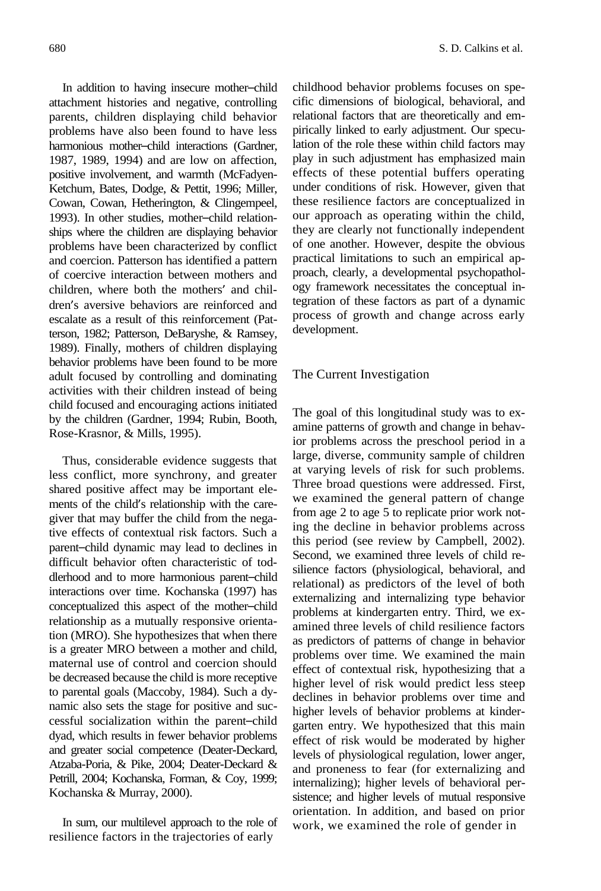In addition to having insecure mother–child attachment histories and negative, controlling parents, children displaying child behavior problems have also been found to have less harmonious mother–child interactions (Gardner, 1987, 1989, 1994) and are low on affection, positive involvement, and warmth (McFadyen-Ketchum, Bates, Dodge, & Pettit, 1996; Miller, Cowan, Cowan, Hetherington, & Clingempeel, 1993). In other studies, mother–child relationships where the children are displaying behavior problems have been characterized by conflict and coercion. Patterson has identified a pattern of coercive interaction between mothers and children, where both the mothers' and children's aversive behaviors are reinforced and escalate as a result of this reinforcement (Patterson, 1982; Patterson, DeBaryshe, & Ramsey, 1989). Finally, mothers of children displaying behavior problems have been found to be more adult focused by controlling and dominating activities with their children instead of being child focused and encouraging actions initiated by the children (Gardner, 1994; Rubin, Booth, Rose-Krasnor, & Mills, 1995).

Thus, considerable evidence suggests that less conflict, more synchrony, and greater shared positive affect may be important elements of the child's relationship with the caregiver that may buffer the child from the negative effects of contextual risk factors. Such a parent–child dynamic may lead to declines in difficult behavior often characteristic of toddlerhood and to more harmonious parent–child interactions over time. Kochanska (1997) has conceptualized this aspect of the mother–child relationship as a mutually responsive orientation (MRO). She hypothesizes that when there is a greater MRO between a mother and child, maternal use of control and coercion should be decreased because the child is more receptive to parental goals (Maccoby, 1984). Such a dynamic also sets the stage for positive and successful socialization within the parent–child dyad, which results in fewer behavior problems and greater social competence (Deater-Deckard, Atzaba-Poria, & Pike, 2004; Deater-Deckard & Petrill, 2004; Kochanska, Forman, & Coy, 1999; Kochanska & Murray, 2000).

In sum, our multilevel approach to the role of resilience factors in the trajectories of early childhood behavior problems focuses on specific dimensions of biological, behavioral, and relational factors that are theoretically and empirically linked to early adjustment. Our speculation of the role these within child factors may play in such adjustment has emphasized main effects of these potential buffers operating under conditions of risk. However, given that these resilience factors are conceptualized in our approach as operating within the child, they are clearly not functionally independent of one another. However, despite the obvious practical limitations to such an empirical approach, clearly, a developmental psychopathology framework necessitates the conceptual integration of these factors as part of a dynamic process of growth and change across early development.

## The Current Investigation

The goal of this longitudinal study was to examine patterns of growth and change in behavior problems across the preschool period in a large, diverse, community sample of children at varying levels of risk for such problems. Three broad questions were addressed. First, we examined the general pattern of change from age 2 to age 5 to replicate prior work noting the decline in behavior problems across this period (see review by Campbell, 2002). Second, we examined three levels of child resilience factors (physiological, behavioral, and relational) as predictors of the level of both externalizing and internalizing type behavior problems at kindergarten entry. Third, we examined three levels of child resilience factors as predictors of patterns of change in behavior problems over time. We examined the main effect of contextual risk, hypothesizing that a higher level of risk would predict less steep declines in behavior problems over time and higher levels of behavior problems at kindergarten entry. We hypothesized that this main effect of risk would be moderated by higher levels of physiological regulation, lower anger, and proneness to fear (for externalizing and internalizing); higher levels of behavioral persistence; and higher levels of mutual responsive orientation. In addition, and based on prior work, we examined the role of gender in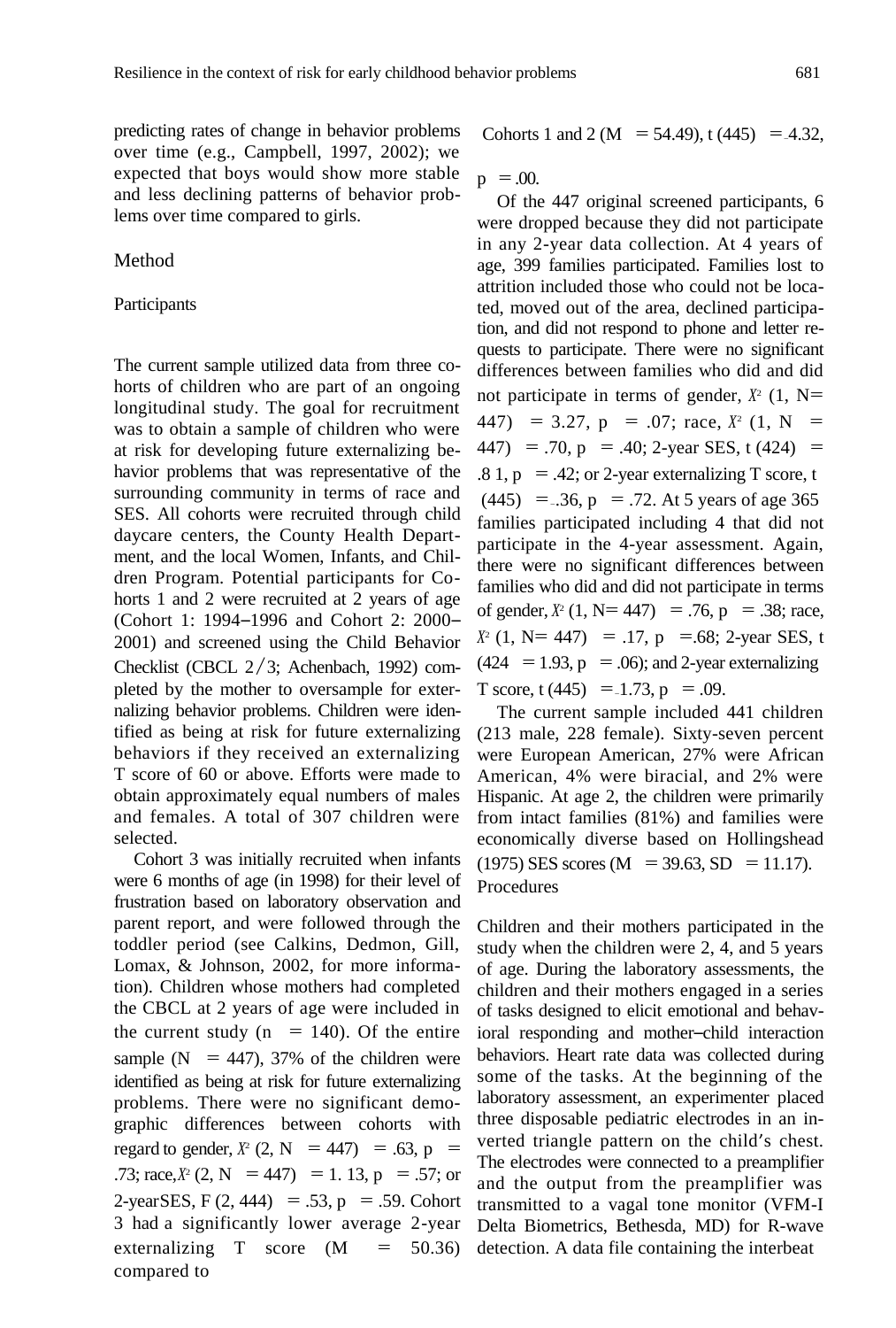predicting rates of change in behavior problems over time (e.g., Campbell, 1997, 2002); we expected that boys would show more stable and less declining patterns of behavior problems over time compared to girls.

## Method

### Participants

The current sample utilized data from three cohorts of children who are part of an ongoing longitudinal study. The goal for recruitment was to obtain a sample of children who were at risk for developing future externalizing behavior problems that was representative of the surrounding community in terms of race and SES. All cohorts were recruited through child daycare centers, the County Health Department, and the local Women, Infants, and Children Program. Potential participants for Cohorts 1 and 2 were recruited at 2 years of age (Cohort 1: 1994–1996 and Cohort 2: 2000–2001) and screened using the Child Behavior Checklist (CBCL 2/3; Achenbach, 1992) completed by the mother to oversample for externalizing behavior problems. Children were identified as being at risk for future externalizing behaviors if they received an externalizing T score of 60 or above. Efforts were made to obtain approximately equal numbers of males and females. A total of 307 children were selected.

Cohort 3 was initially recruited when infants were 6 months of age (in 1998) for their level of frustration based on laboratory observation and parent report, and were followed through the toddler period (see Calkins, Dedmon, Gill, Lomax, & Johnson, 2002, for more information). Children whose mothers had completed the CBCL at 2 years of age were included in the current study ($n = 140$). Of the entire sample ($N = 447$), 37% of the children were identified as being at risk for future externalizing problems. There were no significant demographic differences between cohorts with regard to gender, $X^2$ $(2, N = 447) = .63$, $p = .73$; race, $X^2$ $(2, N = 447) = 1.13$, $p = .57$; or 2-year SES, $F(2, 444) = .53$, $p = .59$. Cohort 3 had a significantly lower average 2-year externalizing T score ($M = 50.36$) compared to Cohorts 1 and 2 ($M = 54.49$), $t(445) = -4.32$, $p = .00$.

Of the 447 original screened participants, 6 were dropped because they did not participate in any 2-year data collection. At 4 years of age, 399 families participated. Families lost to attrition included those who could not be located, moved out of the area, declined participation, and did not respond to phone and letter requests to participate. There were no significant differences between families who did and did not participate in terms of gender, $X^2$ $(1, N = 447) = 3.27$, $p = .07$; race, $X^2$ $(1, N = 447) = .70$, $p = .40$; 2-year SES, $t(424) = .81$, $p = .42$; or 2-year externalizing T score, $t(445) = -.36$, $p = .72$. At 5 years of age 365 families participated including 4 that did not participate in the 4-year assessment. Again, there were no significant differences between families who did and did not participate in terms of gender, $X^2$ $(1, N = 447) = .76$, $p = .38$; race, $X^2$ $(1, N = 447) = .17$, $p = .68$; 2-year SES, $t(424 = 1.93$, $p = .06)$; and 2-year externalizing T score, $t(445) = -1.73$, $p = .09$.

The current sample included 441 children (213 male, 228 female). Sixty-seven percent were European American, 27% were African American, 4% were biracial, and 2% were Hispanic. At age 2, the children were primarily from intact families (81%) and families were economically diverse based on Hollingshead (1975) SES scores ($M = 39.63$, $SD = 11.17$).

### Procedures

Children and their mothers participated in the study when the children were 2, 4, and 5 years of age. During the laboratory assessments, the children and their mothers engaged in a series of tasks designed to elicit emotional and behavioral responding and mother–child interaction behaviors. Heart rate data was collected during some of the tasks. At the beginning of the laboratory assessment, an experimenter placed three disposable pediatric electrodes in an inverted triangle pattern on the child's chest. The electrodes were connected to a preamplifier and the output from the preamplifier was transmitted to a vagal tone monitor (VFM-I Delta Biometrics, Bethesda, MD) for R-wave detection. A data file containing the interbeat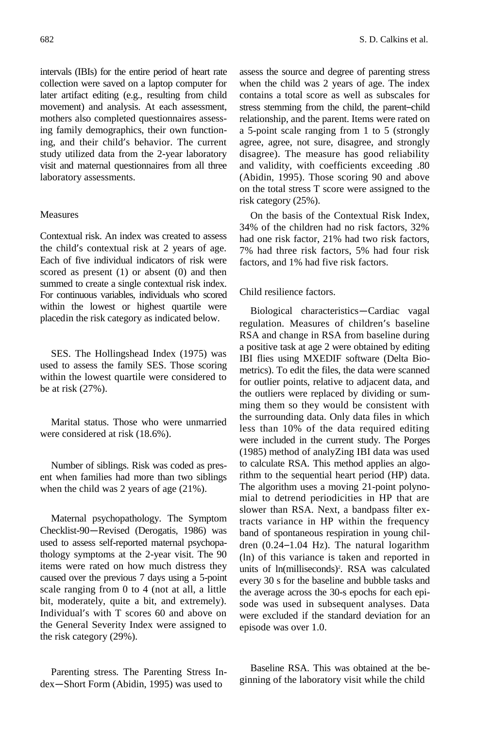intervals (IBIs) for the entire period of heart rate collection were saved on a laptop computer for later artifact editing (e.g., resulting from child movement) and analysis. At each assessment, mothers also completed questionnaires assessing family demographics, their own functioning, and their child's behavior. The current study utilized data from the 2-year laboratory visit and maternal questionnaires from all three laboratory assessments.

### Measures

*Contextual risk.* An index was created to assess the child's contextual risk at 2 years of age. Each of five individual indicators of risk were scored as present (1) or absent (0) and then summed to create a single contextual risk index. For continuous variables, individuals who scored within the lowest or highest quartile were placedin the risk category as indicated below.

*SES.* The Hollingshead Index (1975) was used to assess the family SES. Those scoring within the lowest quartile were considered to be at risk (27%).

*Marital status.* Those who were unmarried were considered at risk (18.6%).

*Number of siblings.* Risk was coded as present when families had more than two siblings when the child was 2 years of age (21%).

*Maternal psychopathology.* The Symptom Checklist-90—Revised (Derogatis, 1986) was used to assess self-reported maternal psychopathology symptoms at the 2-year visit. The 90 items were rated on how much distress they caused over the previous 7 days using a 5-point scale ranging from 0 to 4 (not at all, a little bit, moderately, quite a bit, and extremely). Individual's with T scores 60 and above on the General Severity Index were assigned to the risk category (29%).

*Parenting stress.* The Parenting Stress Index—Short Form (Abidin, 1995) was used to assess the source and degree of parenting stress when the child was 2 years of age. The index contains a total score as well as subscales for stress stemming from the child, the parent–child relationship, and the parent. Items were rated on a 5-point scale ranging from 1 to 5 (strongly agree, agree, not sure, disagree, and strongly disagree). The measure has good reliability and validity, with coefficients exceeding .80 (Abidin, 1995). Those scoring 90 and above on the total stress T score were assigned to the risk category (25%).

On the basis of the Contextual Risk Index, 34% of the children had no risk factors, 32% had one risk factor, 21% had two risk factors, 7% had three risk factors, 5% had four risk factors, and 1% had five risk factors.

*Child resilience factors.*

*Biological characteristics—Cardiac vagal regulation.* Measures of children's baseline RSA and change in RSA from baseline during a positive task at age 2 were obtained by editing IBI flies using MXEDIF software (Delta Biometrics). To edit the files, the data were scanned for outlier points, relative to adjacent data, and the outliers were replaced by dividing or summing them so they would be consistent with the surrounding data. Only data files in which less than 10% of the data required editing were included in the current study. The Porges (1985) method of analyZing IBI data was used to calculate RSA. This method applies an algorithm to the sequential heart period (HP) data. The algorithm uses a moving 21-point polynomial to detrend periodicities in HP that are slower than RSA. Next, a bandpass filter extracts variance in HP within the frequency band of spontaneous respiration in young children (0.24–1.04 Hz). The natural logarithm (ln) of this variance is taken and reported in units of ln(milliseconds)$^2$. RSA was calculated every 30 s for the baseline and bubble tasks and the average across the 30-s epochs for each episode was used in subsequent analyses. Data were excluded if the standard deviation for an episode was over 1.0.

*Baseline RSA.* This was obtained at the beginning of the laboratory visit while the child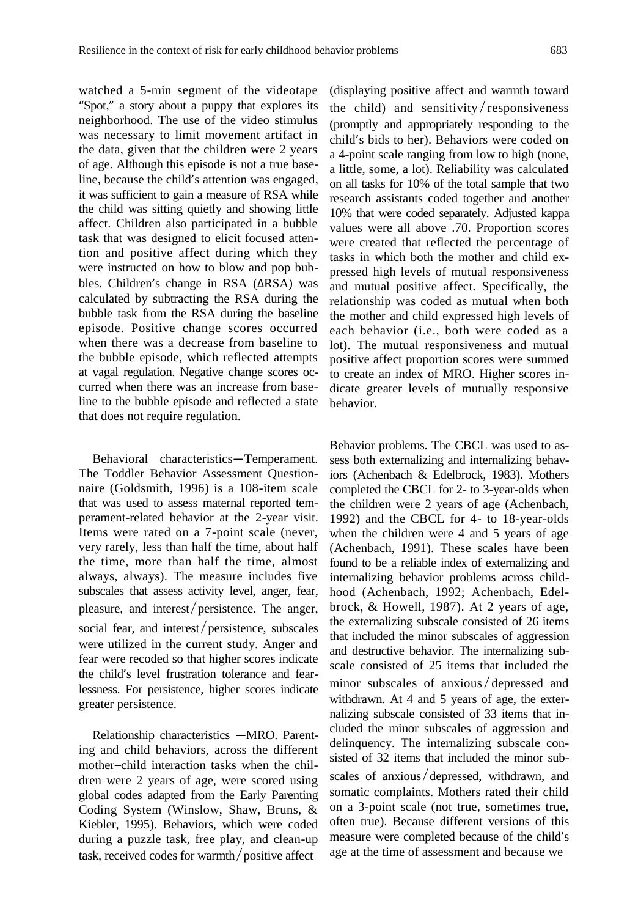watched a 5-min segment of the videotape "Spot," a story about a puppy that explores its neighborhood. The use of the video stimulus was necessary to limit movement artifact in the data, given that the children were 2 years of age. Although this episode is not a true baseline, because the child's attention was engaged, it was sufficient to gain a measure of RSA while the child was sitting quietly and showing little affect. Children also participated in a bubble task that was designed to elicit focused attention and positive affect during which they were instructed on how to blow and pop bubbles. Children's change in RSA (ΔRSA) was calculated by subtracting the RSA during the bubble task from the RSA during the baseline episode. Positive change scores occurred when there was a decrease from baseline to the bubble episode, which reflected attempts at vagal regulation. Negative change scores occurred when there was an increase from baseline to the bubble episode and reflected a state that does not require regulation.

*Behavioral characteristics—Temperament.* The Toddler Behavior Assessment Questionnaire (Goldsmith, 1996) is a 108-item scale that was used to assess maternal reported temperament-related behavior at the 2-year visit. Items were rated on a 7-point scale (never, very rarely, less than half the time, about half the time, more than half the time, almost always, always). The measure includes five subscales that assess activity level, anger, fear, pleasure, and interest/persistence. The anger, social fear, and interest/persistence, subscales were utilized in the current study. Anger and fear were recoded so that higher scores indicate the child's level frustration tolerance and fearlessness. For persistence, higher scores indicate greater persistence.

*Relationship characteristics—MRO.* Parenting and child behaviors, across the different mother–child interaction tasks when the children were 2 years of age, were scored using global codes adapted from the Early Parenting Coding System (Winslow, Shaw, Bruns, & Kiebler, 1995). Behaviors, which were coded during a puzzle task, free play, and clean-up task, received codes for warmth/positive affect (displaying positive affect and warmth toward the child) and sensitivity/responsiveness (promptly and appropriately responding to the child's bids to her). Behaviors were coded on a 4-point scale ranging from low to high (none, a little, some, a lot). Reliability was calculated on all tasks for 10% of the total sample that two research assistants coded together and another 10% that were coded separately. Adjusted kappa values were all above .70. Proportion scores were created that reflected the percentage of tasks in which both the mother and child expressed high levels of mutual responsiveness and mutual positive affect. Specifically, the relationship was coded as mutual when both the mother and child expressed high levels of each behavior (i.e., both were coded as a lot). The mutual responsiveness and mutual positive affect proportion scores were summed to create an index of MRO. Higher scores indicate greater levels of mutually responsive behavior.

*Behavior problems.* The CBCL was used to assess both externalizing and internalizing behaviors (Achenbach & Edelbrock, 1983). Mothers completed the CBCL for 2- to 3-year-olds when the children were 2 years of age (Achenbach, 1992) and the CBCL for 4- to 18-year-olds when the children were 4 and 5 years of age (Achenbach, 1991). These scales have been found to be a reliable index of externalizing and internalizing behavior problems across childhood (Achenbach, 1992; Achenbach, Edelbrock, & Howell, 1987). At 2 years of age, the externalizing subscale consisted of 26 items that included the minor subscales of aggression and destructive behavior. The internalizing subscale consisted of 25 items that included the minor subscales of anxious/depressed and withdrawn. At 4 and 5 years of age, the externalizing subscale consisted of 33 items that included the minor subscales of aggression and delinquency. The internalizing subscale consisted of 32 items that included the minor subscales of anxious/depressed, withdrawn, and somatic complaints. Mothers rated their child on a 3-point scale (not true, sometimes true, often true). Because different versions of this measure were completed because of the child's age at the time of assessment and because we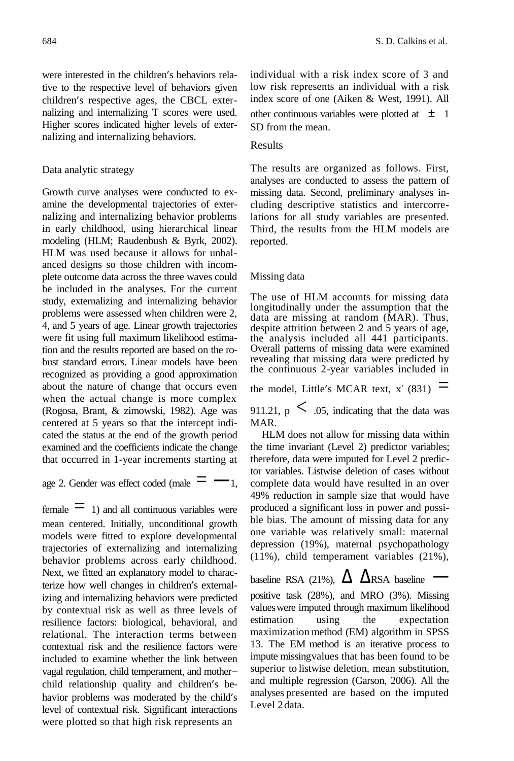were interested in the children's behaviors relative to the respective level of behaviors given children's respective ages, the CBCL externalizing and internalizing T scores were used. Higher scores indicated higher levels of externalizing and internalizing behaviors.

### Data analytic strategy

Growth curve analyses were conducted to examine the developmental trajectories of externalizing and internalizing behavior problems in early childhood, using hierarchical linear modeling (HLM; Raudenbush & Byrk, 2002). HLM was used because it allows for unbalanced designs so those children with incomplete outcome data across the three waves could be included in the analyses. For the current study, externalizing and internalizing behavior problems were assessed when children were 2, 4, and 5 years of age. Linear growth trajectories were fit using full maximum likelihood estimation and the results reported are based on the robust standard errors. Linear models have been recognized as providing a good approximation about the nature of change that occurs even when the actual change is more complex (Rogosa, Brant, & zimowski, 1982). Age was centered at 5 years so that the intercept indicated the status at the end of the growth period examined and the coefficients indicate the change that occurred in 1-year increments starting at age 2. Gender was effect coded (male $= -1$, female $= 1$) and all continuous variables were mean centered. Initially, unconditional growth models were fitted to explore developmental trajectories of externalizing and internalizing behavior problems across early childhood. Next, we fitted an explanatory model to characterize how well changes in children's externalizing and internalizing behaviors were predicted by contextual risk as well as three levels of resilience factors: biological, behavioral, and relational. The interaction terms between contextual risk and the resilience factors were included to examine whether the link between vagal regulation, child temperament, and mother–child relationship quality and children's behavior problems was moderated by the child's level of contextual risk. Significant interactions were plotted so that high risk represents an individual with a risk index score of 3 and low risk represents an individual with a risk index score of one (Aiken & West, 1991). All other continuous variables were plotted at $\pm$ 1 SD from the mean.

## Results

The results are organized as follows. First, analyses are conducted to assess the pattern of missing data. Second, preliminary analyses including descriptive statistics and intercorrelations for all study variables are presented. Third, the results from the HLM models are reported.

### Missing data

The use of HLM accounts for missing data longitudinally under the assumption that the data are missing at random (MAR). Thus, despite attrition between 2 and 5 years of age, the analysis included all 441 participants. Overall patterns of missing data were examined revealing that missing data were predicted by the continuous 2-year variables included in the model, Little's MCAR text, $x^2$ (831) $=$ 911.21, $p < .05$, indicating that the data was MAR.

HLM does not allow for missing data within the time invariant (Level 2) predictor variables; therefore, data were imputed for Level 2 predictor variables. Listwise deletion of cases without complete data would have resulted in an over 49% reduction in sample size that would have produced a significant loss in power and possible bias. The amount of missing data for any one variable was relatively small: maternal depression (19%), maternal psychopathology (11%), child temperament variables (21%), baseline RSA (21%), $\Delta$ RSA baseline — positive task (28%), and MRO (3%). Missing values were imputed through maximum likelihood estimation using the expectation maximization method (EM) algorithm in SPSS 13. The EM method is an iterative process to impute missing values that has been found to be superior to listwise deletion, mean substitution, and multiple regression (Garson, 2006). All the analyses presented are based on the imputed Level 2 data.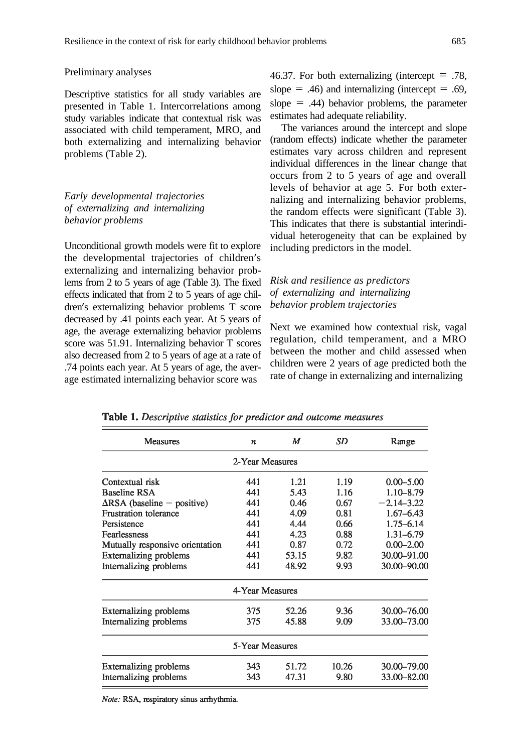### Preliminary analyses

Descriptive statistics for all study variables are presented in Table 1. Intercorrelations among study variables indicate that contextual risk was associated with child temperament, MRO, and both externalizing and internalizing behavior problems (Table 2).

### *Early developmental trajectories of externalizing and internalizing behavior problems*

Unconditional growth models were fit to explore the developmental trajectories of children's externalizing and internalizing behavior problems from 2 to 5 years of age (Table 3). The fixed effects indicated that from 2 to 5 years of age children's externalizing behavior problems T score decreased by .41 points each year. At 5 years of age, the average externalizing behavior problems score was 51.91. Internalizing behavior T scores also decreased from 2 to 5 years of age at a rate of .74 points each year. At 5 years of age, the average estimated internalizing behavior score was 46.37. For both externalizing (intercept = .78, slope = .46) and internalizing (intercept = .69, slope = .44) behavior problems, the parameter estimates had adequate reliability.

The variances around the intercept and slope (random effects) indicate whether the parameter estimates vary across children and represent individual differences in the linear change that occurs from 2 to 5 years of age and overall levels of behavior at age 5. For both externalizing and internalizing behavior problems, the random effects were significant (Table 3). This indicates that there is substantial interindividual heterogeneity that can be explained by including predictors in the model.

### *Risk and resilience as predictors of externalizing and internalizing behavior problem trajectories*

Next we examined how contextual risk, vagal regulation, child temperament, and a MRO between the mother and child assessed when children were 2 years of age predicted both the rate of change in externalizing and internalizing

**Table 1.** *Descriptive statistics for predictor and outcome measures*

| Measures | *n* | *M* | *SD* | Range |
|---|---|---|---|---|
| 2-Year Measures | | | | |
| Contextual risk | 441 | 1.21 | 1.19 | 0.00–5.00 |
| Baseline RSA | 441 | 5.43 | 1.16 | 1.10–8.79 |
| ΔRSA (baseline − positive) | 441 | 0.46 | 0.67 | −2.14–3.22 |
| Frustration tolerance | 441 | 4.09 | 0.81 | 1.67–6.43 |
| Persistence | 441 | 4.44 | 0.66 | 1.75–6.14 |
| Fearlessness | 441 | 4.23 | 0.88 | 1.31–6.79 |
| Mutually responsive orientation | 441 | 0.87 | 0.72 | 0.00–2.00 |
| Externalizing problems | 441 | 53.15 | 9.82 | 30.00–91.00 |
| Internalizing problems | 441 | 48.92 | 9.93 | 30.00–90.00 |
| 4-Year Measures | | | | |
| Externalizing problems | 375 | 52.26 | 9.36 | 30.00–76.00 |
| Internalizing problems | 375 | 45.88 | 9.09 | 33.00–73.00 |
| 5-Year Measures | | | | |
| Externalizing problems | 343 | 51.72 | 10.26 | 30.00–79.00 |
| Internalizing problems | 343 | 47.31 | 9.80 | 33.00–82.00 |

*Note:* RSA, respiratory sinus arrhythmia.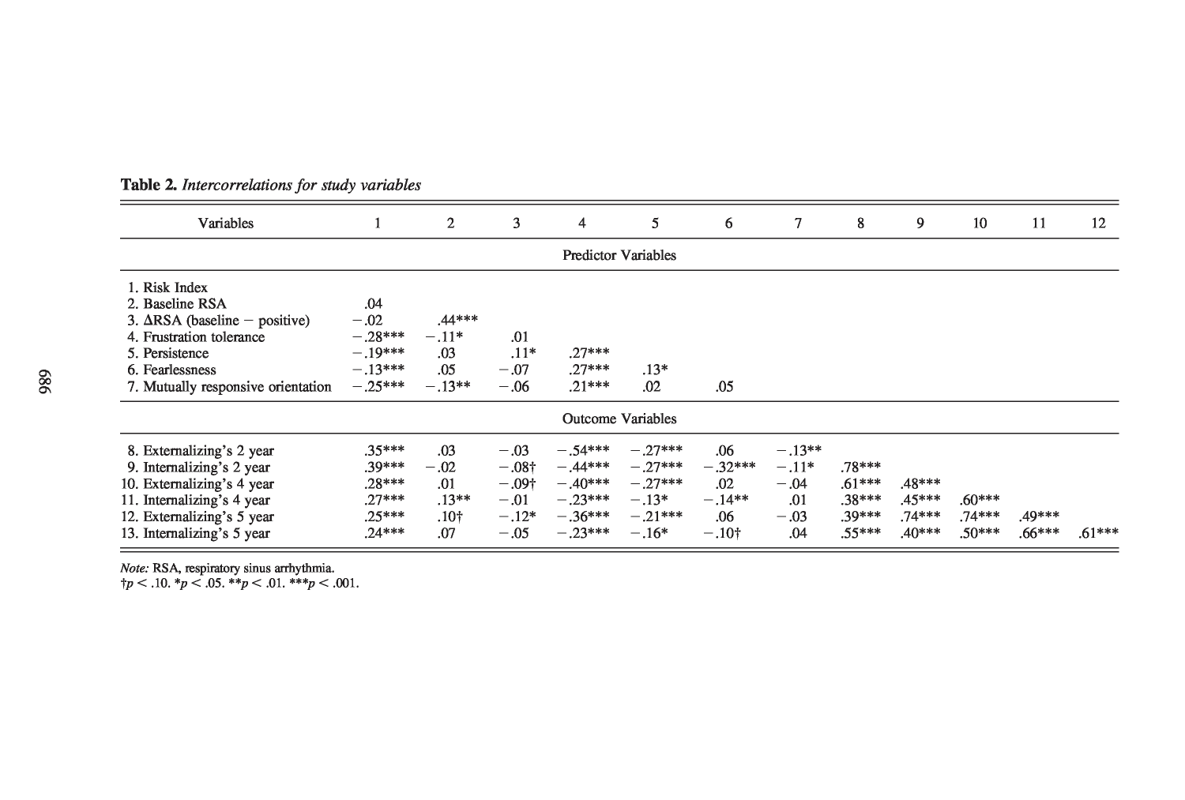**Table 2.** *Intercorrelations for study variables*

| Variables | 1 | 2 | 3 | 4 | 5 | 6 | 7 | 8 | 9 | 10 | 11 | 12 |
|---|---|---|---|---|---|---|---|---|---|---|---|---|
| | | | | | Predictor Variables | | | | | | | |
| 1. Risk Index | | | | | | | | | | | | |
| 2. Baseline RSA | .04 | | | | | | | | | | | |
| 3. ΔRSA (baseline − positive) | −.02 | .44*** | | | | | | | | | | |
| 4. Frustration tolerance | −.28*** | −.11* | .01 | | | | | | | | | |
| 5. Persistence | −.19*** | .03 | .11* | .27*** | | | | | | | | |
| 6. Fearlessness | −.13*** | .05 | −.07 | .27*** | .13* | | | | | | | |
| 7. Mutually responsive orientation | −.25*** | −.13** | −.06 | .21*** | .02 | .05 | | | | | | |
| | | | | | Outcome Variables | | | | | | | |
| 8. Externalizing's 2 year | .35*** | .03 | −.03 | −.54*** | −.27*** | .06 | −.13** | | | | | |
| 9. Internalizing's 2 year | .39*** | −.02 | −.08† | −.44*** | −.27*** | −.32*** | −.11* | .78*** | | | | |
| 10. Externalizing's 4 year | .28*** | .01 | −.09† | −.40*** | −.27*** | .02 | −.04 | .61*** | .48*** | | | |
| 11. Internalizing's 4 year | .27*** | .13** | −.01 | −.23*** | −.13* | −.14** | .01 | .38*** | .45*** | .60*** | | |
| 12. Externalizing's 5 year | .25*** | .10† | −.12* | −.36*** | −.21*** | .06 | −.03 | .39*** | .74*** | .74*** | .49*** | |
| 13. Internalizing's 5 year | .24*** | .07 | −.05 | −.23*** | −.16* | −.10† | .04 | .55*** | .40*** | .50*** | .66*** | .61*** |

*Note:* RSA, respiratory sinus arrhythmia.
†$p < .10$. *$p < .05$. **$p < .01$. ***$p < .001$.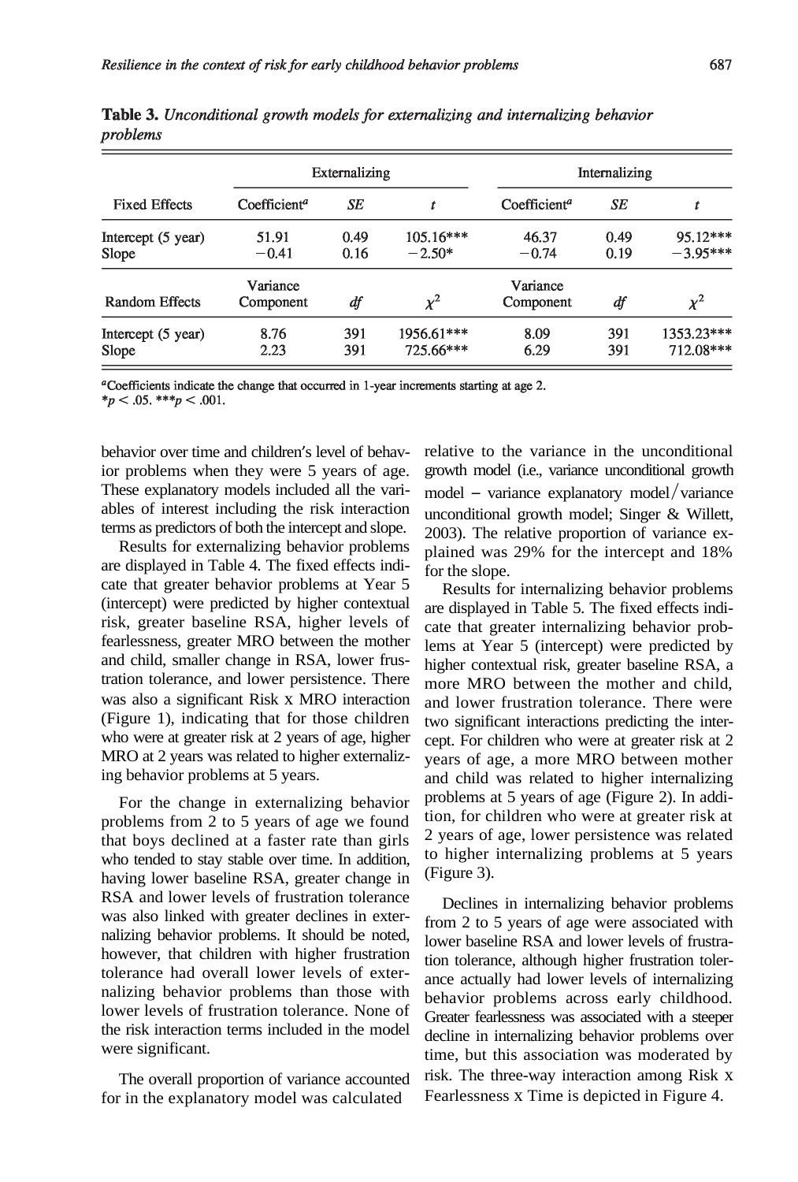**Table 3.** *Unconditional growth models for externalizing and internalizing behavior problems*

| | Externalizing | | | Internalizing | | |
|---|---|---|---|---|---|---|
| Fixed Effects | Coefficient[a] | *SE* | *t* | Coefficient[a] | *SE* | *t* |
| Intercept (5 year) | 51.91 | 0.49 | 105.16*** | 46.37 | 0.49 | 95.12*** |
| Slope | −0.41 | 0.16 | −2.50* | −0.74 | 0.19 | −3.95*** |
| Random Effects | Variance Component | *df* | $\chi^2$ | Variance Component | *df* | $\chi^2$ |
| Intercept (5 year) | 8.76 | 391 | 1956.61*** | 8.09 | 391 | 1353.23*** |
| Slope | 2.23 | 391 | 725.66*** | 6.29 | 391 | 712.08*** |

[a]Coefficients indicate the change that occurred in 1-year increments starting at age 2.
*$p < .05$. ***$p < .001$.

behavior over time and children's level of behavior problems when they were 5 years of age. These explanatory models included all the variables of interest including the risk interaction terms as predictors of both the intercept and slope.

Results for externalizing behavior problems are displayed in Table 4. The fixed effects indicate that greater behavior problems at Year 5 (intercept) were predicted by higher contextual risk, greater baseline RSA, higher levels of fearlessness, greater MRO between the mother and child, smaller change in RSA, lower frustration tolerance, and lower persistence. There was also a significant Risk x MRO interaction (Figure 1), indicating that for those children who were at greater risk at 2 years of age, higher MRO at 2 years was related to higher externalizing behavior problems at 5 years.

For the change in externalizing behavior problems from 2 to 5 years of age we found that boys declined at a faster rate than girls who tended to stay stable over time. In addition, having lower baseline RSA, greater change in RSA and lower levels of frustration tolerance was also linked with greater declines in externalizing behavior problems. It should be noted, however, that children with higher frustration tolerance had overall lower levels of externalizing behavior problems than those with lower levels of frustration tolerance. None of the risk interaction terms included in the model were significant.

The overall proportion of variance accounted for in the explanatory model was calculated relative to the variance in the unconditional growth model (i.e., variance unconditional growth model − variance explanatory model/variance unconditional growth model; Singer & Willett, 2003). The relative proportion of variance explained was 29% for the intercept and 18% for the slope.

Results for internalizing behavior problems are displayed in Table 5. The fixed effects indicate that greater internalizing behavior problems at Year 5 (intercept) were predicted by higher contextual risk, greater baseline RSA, a more MRO between the mother and child, and lower frustration tolerance. There were two significant interactions predicting the intercept. For children who were at greater risk at 2 years of age, a more MRO between mother and child was related to higher internalizing problems at 5 years of age (Figure 2). In addition, for children who were at greater risk at 2 years of age, lower persistence was related to higher internalizing problems at 5 years (Figure 3).

Declines in internalizing behavior problems from 2 to 5 years of age were associated with lower baseline RSA and lower levels of frustration tolerance, although higher frustration tolerance actually had lower levels of internalizing behavior problems across early childhood. Greater fearlessness was associated with a steeper decline in internalizing behavior problems over time, but this association was moderated by risk. The three-way interaction among Risk x Fearlessness x Time is depicted in Figure 4.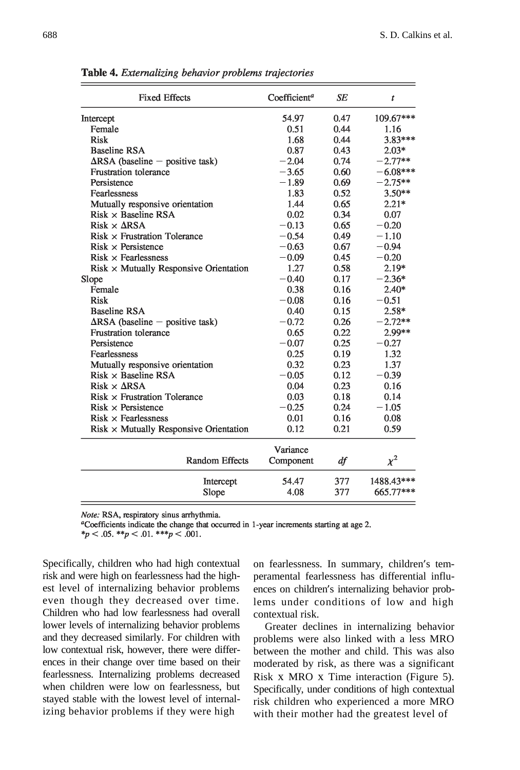**Table 4.** *Externalizing behavior problems trajectories*

| Fixed Effects | Coefficient[a] | *SE* | *t* |
|---|---|---|---|
| Intercept | 54.97 | 0.47 | 109.67*** |
| Female | 0.51 | 0.44 | 1.16 |
| Risk | 1.68 | 0.44 | 3.83*** |
| Baseline RSA | 0.87 | 0.43 | 2.03* |
| ΔRSA (baseline − positive task) | −2.04 | 0.74 | −2.77** |
| Frustration tolerance | −3.65 | 0.60 | −6.08*** |
| Persistence | −1.89 | 0.69 | −2.75** |
| Fearlessness | 1.83 | 0.52 | 3.50** |
| Mutually responsive orientation | 1.44 | 0.65 | 2.21* |
| Risk × Baseline RSA | 0.02 | 0.34 | 0.07 |
| Risk × ΔRSA | −0.13 | 0.65 | −0.20 |
| Risk × Frustration Tolerance | −0.54 | 0.49 | −1.10 |
| Risk × Persistence | −0.63 | 0.67 | −0.94 |
| Risk × Fearlessness | −0.09 | 0.45 | −0.20 |
| Risk × Mutually Responsive Orientation | 1.27 | 0.58 | 2.19* |
| Slope | −0.40 | 0.17 | −2.36* |
| Female | 0.38 | 0.16 | 2.40* |
| Risk | −0.08 | 0.16 | −0.51 |
| Baseline RSA | 0.40 | 0.15 | 2.58* |
| ΔRSA (baseline − positive task) | −0.72 | 0.26 | −2.72** |
| Frustration tolerance | 0.65 | 0.22 | 2.99** |
| Persistence | −0.07 | 0.25 | −0.27 |
| Fearlessness | 0.25 | 0.19 | 1.32 |
| Mutually responsive orientation | 0.32 | 0.23 | 1.37 |
| Risk × Baseline RSA | −0.05 | 0.12 | −0.39 |
| Risk × ΔRSA | 0.04 | 0.23 | 0.16 |
| Risk × Frustration Tolerance | 0.03 | 0.18 | 0.14 |
| Risk × Persistence | −0.25 | 0.24 | −1.05 |
| Risk × Fearlessness | 0.01 | 0.16 | 0.08 |
| Risk × Mutually Responsive Orientation | 0.12 | 0.21 | 0.59 |

| Random Effects | Variance Component | *df* | $\chi^2$ |
|---|---|---|---|
| Intercept | 54.47 | 377 | 1488.43*** |
| Slope | 4.08 | 377 | 665.77*** |

*Note:* RSA, respiratory sinus arrhythmia.
[a]Coefficients indicate the change that occurred in 1-year increments starting at age 2.
$*p < .05$. $**p < .01$. $***p < .001$.

Specifically, children who had high contextual risk and were high on fearlessness had the highest level of internalizing behavior problems even though they decreased over time. Children who had low fearlessness had overall lower levels of internalizing behavior problems and they decreased similarly. For children with low contextual risk, however, there were differences in their change over time based on their fearlessness. Internalizing problems decreased when children were low on fearlessness, but stayed stable with the lowest level of internalizing behavior problems if they were high on fearlessness. In summary, children's temperamental fearlessness has differential influences on children's internalizing behavior problems under conditions of low and high contextual risk.

Greater declines in internalizing behavior problems were also linked with a less MRO between the mother and child. This was also moderated by risk, as there was a significant Risk x MRO x Time interaction (Figure 5). Specifically, under conditions of high contextual risk children who experienced a more MRO with their mother had the greatest level of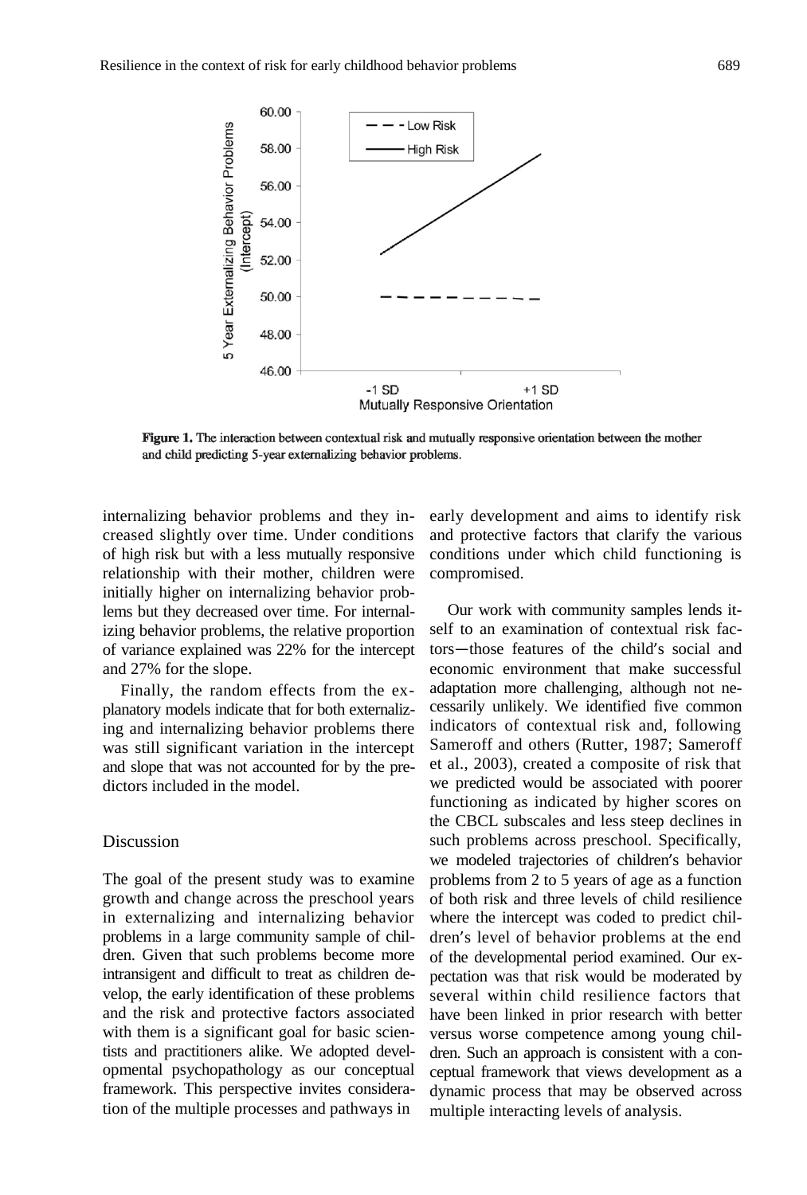60.00
58.00
56.00
54.00
52.00
50.00
48.00
46.00

5 Year Externalizing Behavior Problems (Intercept)

Low Risk
High Risk

-1 SD
+1 SD
Mutually Responsive Orientation

**Figure 1.** The interaction between contextual risk and mutually responsive orientation between the mother and child predicting 5-year externalizing behavior problems.

internalizing behavior problems and they increased slightly over time. Under conditions of high risk but with a less mutually responsive relationship with their mother, children were initially higher on internalizing behavior problems but they decreased over time. For internalizing behavior problems, the relative proportion of variance explained was 22% for the intercept and 27% for the slope.

Finally, the random effects from the explanatory models indicate that for both externalizing and internalizing behavior problems there was still significant variation in the intercept and slope that was not accounted for by the predictors included in the model.

## Discussion

The goal of the present study was to examine growth and change across the preschool years in externalizing and internalizing behavior problems in a large community sample of children. Given that such problems become more intransigent and difficult to treat as children develop, the early identification of these problems and the risk and protective factors associated with them is a significant goal for basic scientists and practitioners alike. We adopted developmental psychopathology as our conceptual framework. This perspective invites consideration of the multiple processes and pathways in early development and aims to identify risk and protective factors that clarify the various conditions under which child functioning is compromised.

Our work with community samples lends itself to an examination of contextual risk factors—those features of the child's social and economic environment that make successful adaptation more challenging, although not necessarily unlikely. We identified five common indicators of contextual risk and, following Sameroff and others (Rutter, 1987; Sameroff et al., 2003), created a composite of risk that we predicted would be associated with poorer functioning as indicated by higher scores on the CBCL subscales and less steep declines in such problems across preschool. Specifically, we modeled trajectories of children's behavior problems from 2 to 5 years of age as a function of both risk and three levels of child resilience where the intercept was coded to predict children's level of behavior problems at the end of the developmental period examined. Our expectation was that risk would be moderated by several within child resilience factors that have been linked in prior research with better versus worse competence among young children. Such an approach is consistent with a conceptual framework that views development as a dynamic process that may be observed across multiple interacting levels of analysis.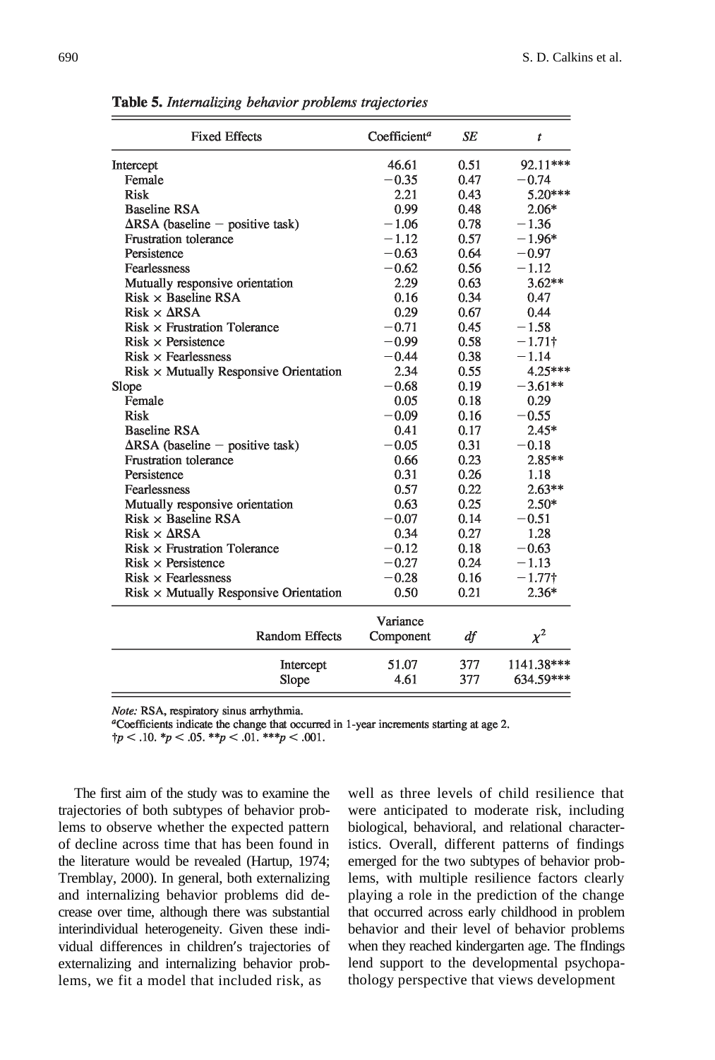**Table 5.** *Internalizing behavior problems trajectories*

| Fixed Effects | Coefficient[a] | *SE* | *t* |
|---|---|---|---|
| Intercept | 46.61 | 0.51 | 92.11*** |
| Female | −0.35 | 0.47 | −0.74 |
| Risk | 2.21 | 0.43 | 5.20*** |
| Baseline RSA | 0.99 | 0.48 | 2.06* |
| ΔRSA (baseline − positive task) | −1.06 | 0.78 | −1.36 |
| Frustration tolerance | −1.12 | 0.57 | −1.96* |
| Persistence | −0.63 | 0.64 | −0.97 |
| Fearlessness | −0.62 | 0.56 | −1.12 |
| Mutually responsive orientation | 2.29 | 0.63 | 3.62** |
| Risk × Baseline RSA | 0.16 | 0.34 | 0.47 |
| Risk × ΔRSA | 0.29 | 0.67 | 0.44 |
| Risk × Frustration Tolerance | −0.71 | 0.45 | −1.58 |
| Risk × Persistence | −0.99 | 0.58 | −1.71† |
| Risk × Fearlessness | −0.44 | 0.38 | −1.14 |
| Risk × Mutually Responsive Orientation | 2.34 | 0.55 | 4.25*** |
| Slope | −0.68 | 0.19 | −3.61** |
| Female | 0.05 | 0.18 | 0.29 |
| Risk | −0.09 | 0.16 | −0.55 |
| Baseline RSA | 0.41 | 0.17 | 2.45* |
| ΔRSA (baseline − positive task) | −0.05 | 0.31 | −0.18 |
| Frustration tolerance | 0.66 | 0.23 | 2.85** |
| Persistence | 0.31 | 0.26 | 1.18 |
| Fearlessness | 0.57 | 0.22 | 2.63** |
| Mutually responsive orientation | 0.63 | 0.25 | 2.50* |
| Risk × Baseline RSA | −0.07 | 0.14 | −0.51 |
| Risk × ΔRSA | 0.34 | 0.27 | 1.28 |
| Risk × Frustration Tolerance | −0.12 | 0.18 | −0.63 |
| Risk × Persistence | −0.27 | 0.24 | −1.13 |
| Risk × Fearlessness | −0.28 | 0.16 | −1.77† |
| Risk × Mutually Responsive Orientation | 0.50 | 0.21 | 2.36* |
| **Random Effects** | **Variance Component** | ***df*** | **$\chi^2$** |
| Intercept | 51.07 | 377 | 1141.38*** |
| Slope | 4.61 | 377 | 634.59*** |

*Note:* RSA, respiratory sinus arrhythmia.
[a]Coefficients indicate the change that occurred in 1-year increments starting at age 2.
†$p < .10$. *$p < .05$. **$p < .01$. ***$p < .001$.

The first aim of the study was to examine the trajectories of both subtypes of behavior problems to observe whether the expected pattern of decline across time that has been found in the literature would be revealed (Hartup, 1974; Tremblay, 2000). In general, both externalizing and internalizing behavior problems did decrease over time, although there was substantial interindividual heterogeneity. Given these individual differences in children's trajectories of externalizing and internalizing behavior problems, we fit a model that included risk, as well as three levels of child resilience that were anticipated to moderate risk, including biological, behavioral, and relational characteristics. Overall, different patterns of findings emerged for the two subtypes of behavior problems, with multiple resilience factors clearly playing a role in the prediction of the change that occurred across early childhood in problem behavior and their level of behavior problems when they reached kindergarten age. The fIndings lend support to the developmental psychopathology perspective that views development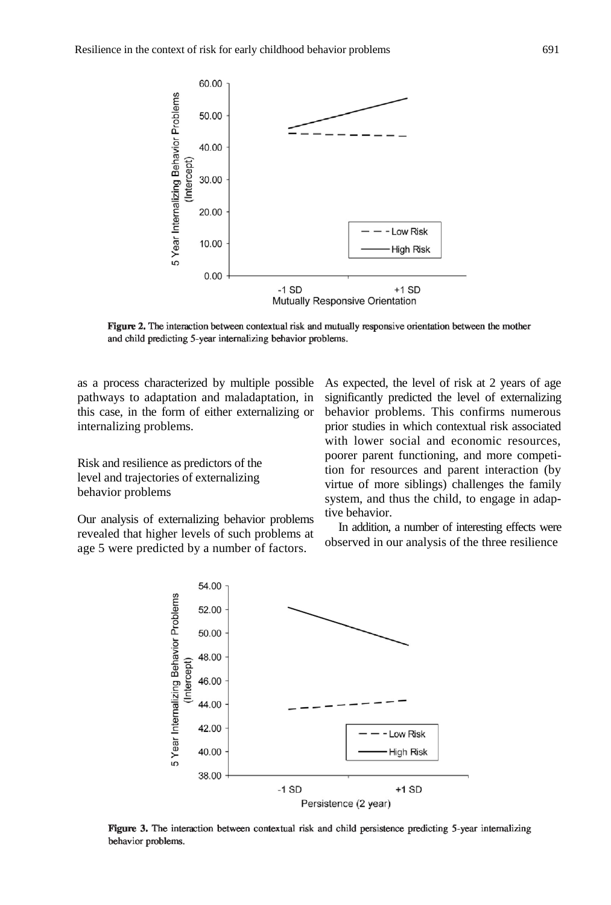Figure 2. The interaction between contextual risk and mutually responsive orientation between the mother and child predicting 5-year internalizing behavior problems.

as a process characterized by multiple possible pathways to adaptation and maladaptation, in this case, in the form of either externalizing or internalizing problems.

### Risk and resilience as predictors of the level and trajectories of externalizing behavior problems

Our analysis of externalizing behavior problems revealed that higher levels of such problems at age 5 were predicted by a number of factors. As expected, the level of risk at 2 years of age significantly predicted the level of externalizing behavior problems. This confirms numerous prior studies in which contextual risk associated with lower social and economic resources, poorer parent functioning, and more competition for resources and parent interaction (by virtue of more siblings) challenges the family system, and thus the child, to engage in adaptive behavior.

In addition, a number of interesting effects were observed in our analysis of the three resilience

Figure 3. The interaction between contextual risk and child persistence predicting 5-year internalizing behavior problems.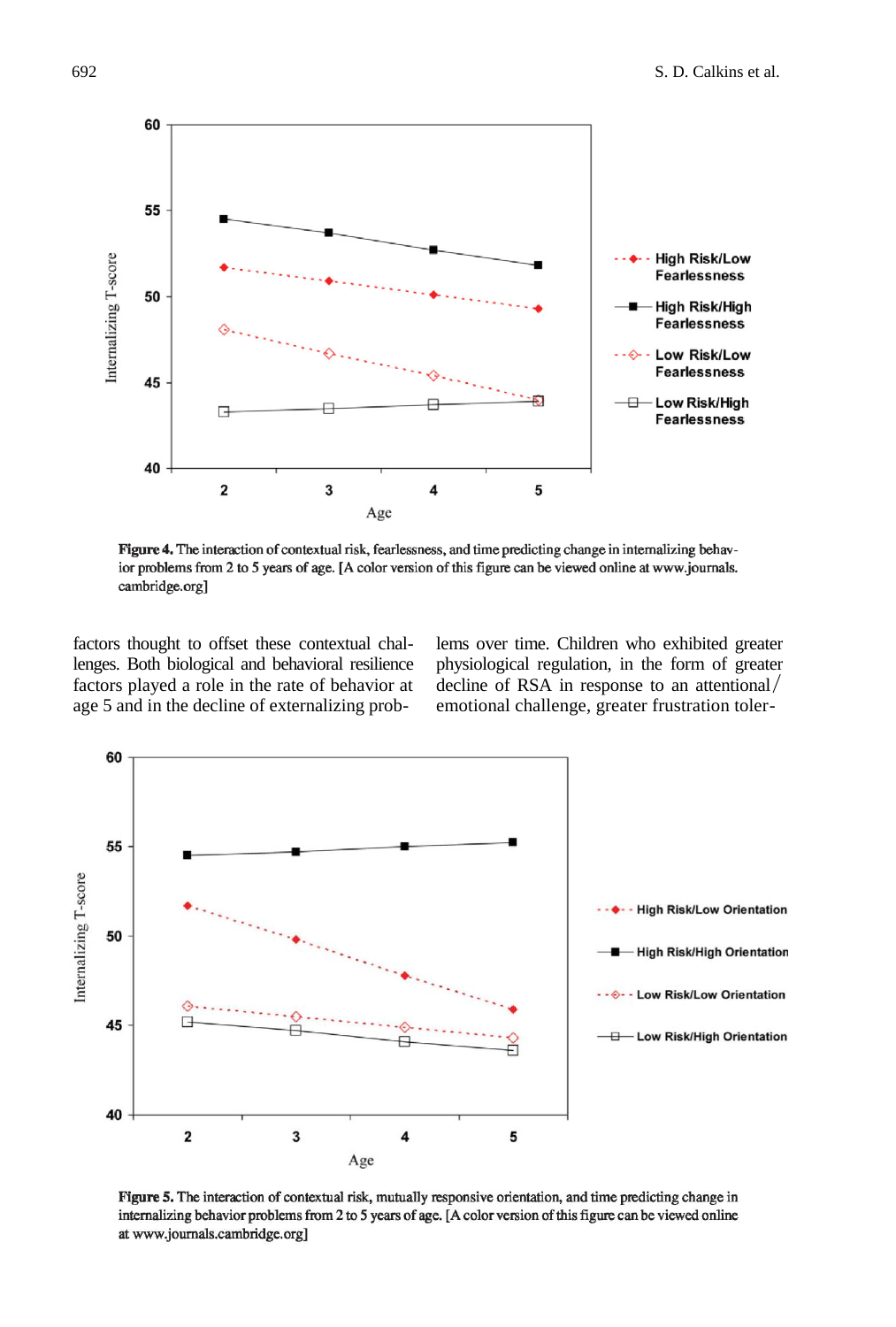Figure 4. The interaction of contextual risk, fearlessness, and time predicting change in internalizing behavior problems from 2 to 5 years of age. [A color version of this figure can be viewed online at www.journals.cambridge.org]

factors thought to offset these contextual challenges. Both biological and behavioral resilience factors played a role in the rate of behavior at age 5 and in the decline of externalizing problems over time. Children who exhibited greater physiological regulation, in the form of greater decline of RSA in response to an attentional/emotional challenge, greater frustration toler-

Figure 5. The interaction of contextual risk, mutually responsive orientation, and time predicting change in internalizing behavior problems from 2 to 5 years of age. [A color version of this figure can be viewed online at www.journals.cambridge.org]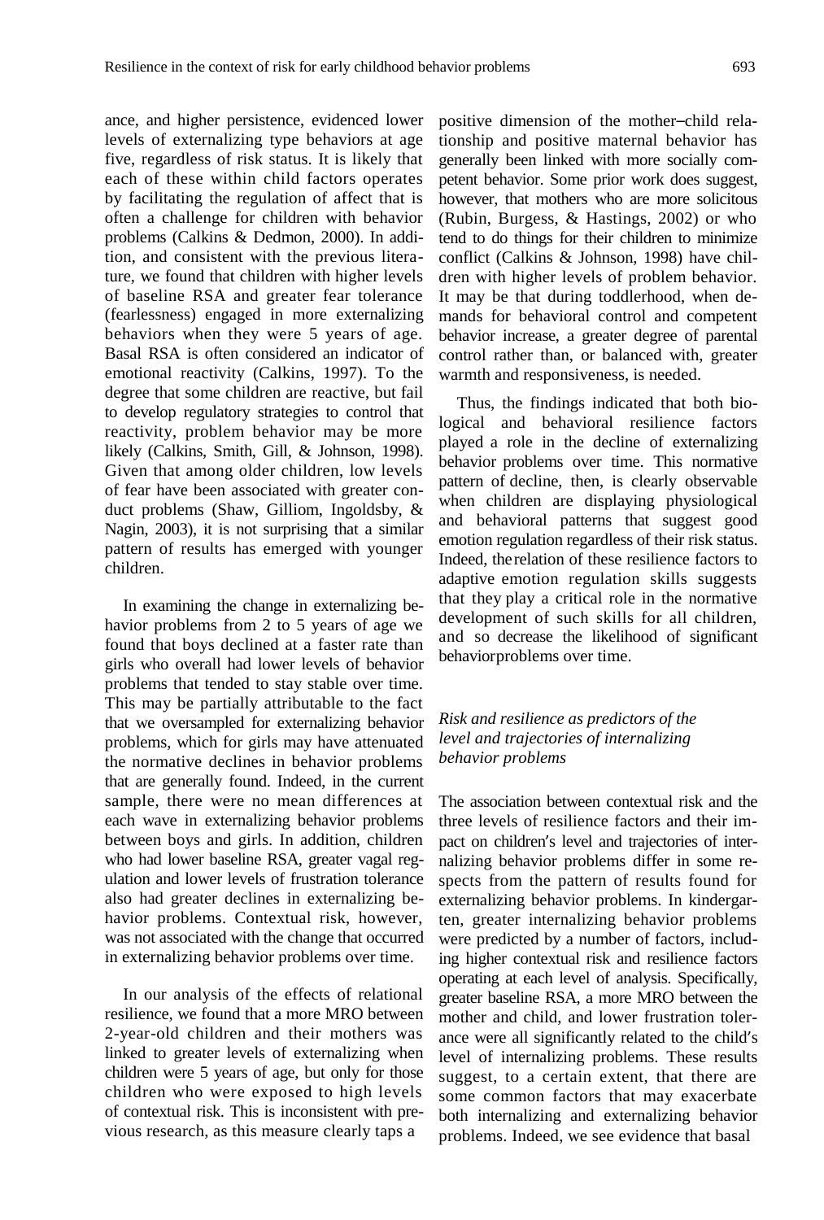ance, and higher persistence, evidenced lower levels of externalizing type behaviors at age five, regardless of risk status. It is likely that each of these within child factors operates by facilitating the regulation of affect that is often a challenge for children with behavior problems (Calkins & Dedmon, 2000). In addition, and consistent with the previous literature, we found that children with higher levels of baseline RSA and greater fear tolerance (fearlessness) engaged in more externalizing behaviors when they were 5 years of age. Basal RSA is often considered an indicator of emotional reactivity (Calkins, 1997). To the degree that some children are reactive, but fail to develop regulatory strategies to control that reactivity, problem behavior may be more likely (Calkins, Smith, Gill, & Johnson, 1998). Given that among older children, low levels of fear have been associated with greater conduct problems (Shaw, Gilliom, Ingoldsby, & Nagin, 2003), it is not surprising that a similar pattern of results has emerged with younger children.

In examining the change in externalizing behavior problems from 2 to 5 years of age we found that boys declined at a faster rate than girls who overall had lower levels of behavior problems that tended to stay stable over time. This may be partially attributable to the fact that we oversampled for externalizing behavior problems, which for girls may have attenuated the normative declines in behavior problems that are generally found. Indeed, in the current sample, there were no mean differences at each wave in externalizing behavior problems between boys and girls. In addition, children who had lower baseline RSA, greater vagal regulation and lower levels of frustration tolerance also had greater declines in externalizing behavior problems. Contextual risk, however, was not associated with the change that occurred in externalizing behavior problems over time.

In our analysis of the effects of relational resilience, we found that a more MRO between 2-year-old children and their mothers was linked to greater levels of externalizing when children were 5 years of age, but only for those children who were exposed to high levels of contextual risk. This is inconsistent with previous research, as this measure clearly taps a positive dimension of the mother–child relationship and positive maternal behavior has generally been linked with more socially competent behavior. Some prior work does suggest, however, that mothers who are more solicitous (Rubin, Burgess, & Hastings, 2002) or who tend to do things for their children to minimize conflict (Calkins & Johnson, 1998) have children with higher levels of problem behavior. It may be that during toddlerhood, when demands for behavioral control and competent behavior increase, a greater degree of parental control rather than, or balanced with, greater warmth and responsiveness, is needed.

Thus, the findings indicated that both biological and behavioral resilience factors played a role in the decline of externalizing behavior problems over time. This normative pattern of decline, then, is clearly observable when children are displaying physiological and behavioral patterns that suggest good emotion regulation regardless of their risk status. Indeed, the relation of these resilience factors to adaptive emotion regulation skills suggests that they play a critical role in the normative development of such skills for all children, and so decrease the likelihood of significant behavior problems over time.

### *Risk and resilience as predictors of the level and trajectories of internalizing behavior problems*

The association between contextual risk and the three levels of resilience factors and their impact on children's level and trajectories of internalizing behavior problems differ in some respects from the pattern of results found for externalizing behavior problems. In kindergarten, greater internalizing behavior problems were predicted by a number of factors, including higher contextual risk and resilience factors operating at each level of analysis. Specifically, greater baseline RSA, a more MRO between the mother and child, and lower frustration tolerance were all significantly related to the child's level of internalizing problems. These results suggest, to a certain extent, that there are some common factors that may exacerbate both internalizing and externalizing behavior problems. Indeed, we see evidence that basal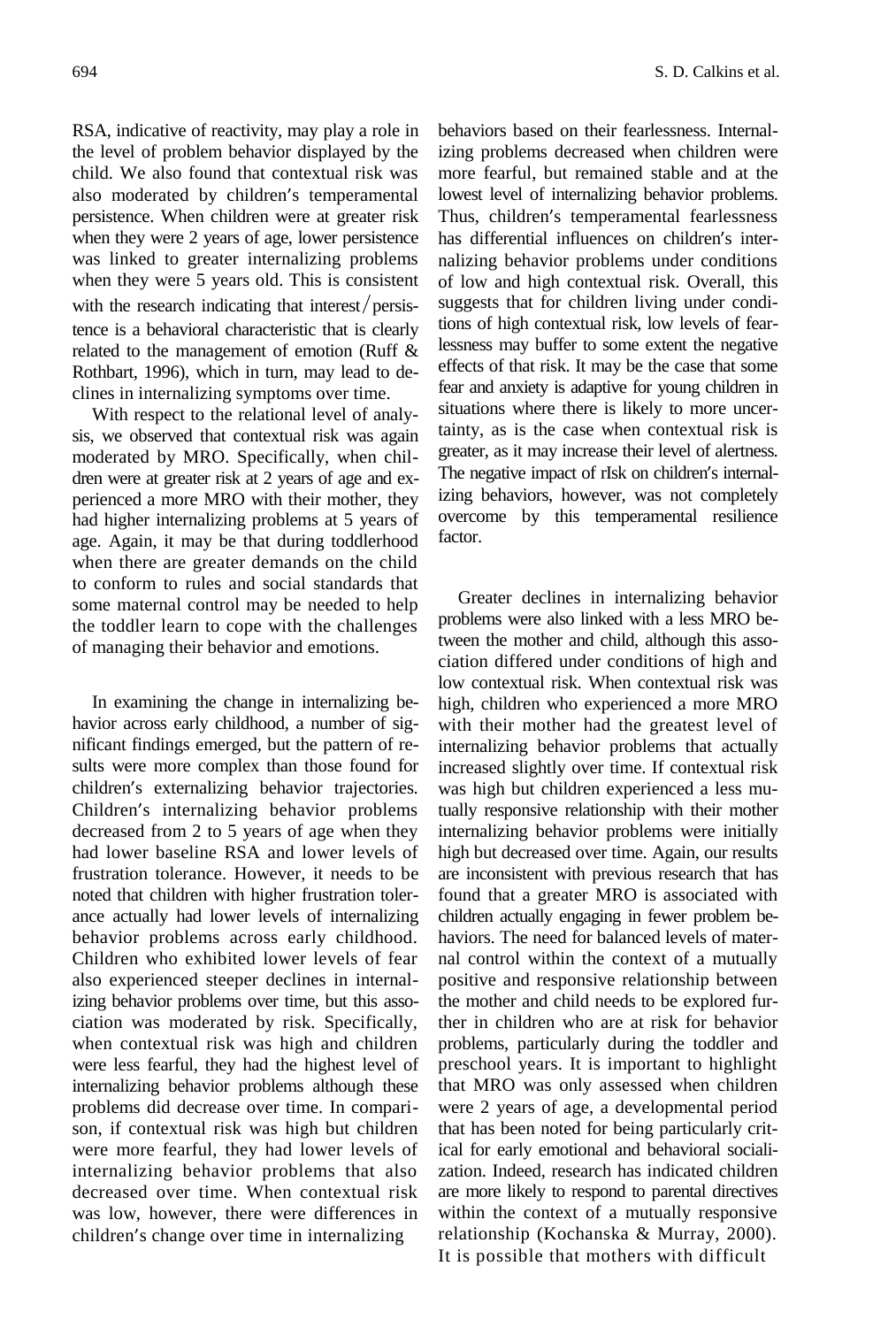RSA, indicative of reactivity, may play a role in the level of problem behavior displayed by the child. We also found that contextual risk was also moderated by children's temperamental persistence. When children were at greater risk when they were 2 years of age, lower persistence was linked to greater internalizing problems when they were 5 years old. This is consistent with the research indicating that interest/persistence is a behavioral characteristic that is clearly related to the management of emotion (Ruff & Rothbart, 1996), which in turn, may lead to declines in internalizing symptoms over time.

With respect to the relational level of analysis, we observed that contextual risk was again moderated by MRO. Specifically, when children were at greater risk at 2 years of age and experienced a more MRO with their mother, they had higher internalizing problems at 5 years of age. Again, it may be that during toddlerhood when there are greater demands on the child to conform to rules and social standards that some maternal control may be needed to help the toddler learn to cope with the challenges of managing their behavior and emotions.

In examining the change in internalizing behavior across early childhood, a number of significant findings emerged, but the pattern of results were more complex than those found for children's externalizing behavior trajectories. Children's internalizing behavior problems decreased from 2 to 5 years of age when they had lower baseline RSA and lower levels of frustration tolerance. However, it needs to be noted that children with higher frustration tolerance actually had lower levels of internalizing behavior problems across early childhood. Children who exhibited lower levels of fear also experienced steeper declines in internalizing behavior problems over time, but this association was moderated by risk. Specifically, when contextual risk was high and children were less fearful, they had the highest level of internalizing behavior problems although these problems did decrease over time. In comparison, if contextual risk was high but children were more fearful, they had lower levels of internalizing behavior problems that also decreased over time. When contextual risk was low, however, there were differences in children's change over time in internalizing behaviors based on their fearlessness. Internalizing problems decreased when children were more fearful, but remained stable and at the lowest level of internalizing behavior problems. Thus, children's temperamental fearlessness has differential influences on children's internalizing behavior problems under conditions of low and high contextual risk. Overall, this suggests that for children living under conditions of high contextual risk, low levels of fearlessness may buffer to some extent the negative effects of that risk. It may be the case that some fear and anxiety is adaptive for young children in situations where there is likely to more uncertainty, as is the case when contextual risk is greater, as it may increase their level of alertness. The negative impact of rIsk on children's internalizing behaviors, however, was not completely overcome by this temperamental resilience factor.

Greater declines in internalizing behavior problems were also linked with a less MRO between the mother and child, although this association differed under conditions of high and low contextual risk. When contextual risk was high, children who experienced a more MRO with their mother had the greatest level of internalizing behavior problems that actually increased slightly over time. If contextual risk was high but children experienced a less mutually responsive relationship with their mother internalizing behavior problems were initially high but decreased over time. Again, our results are inconsistent with previous research that has found that a greater MRO is associated with children actually engaging in fewer problem behaviors. The need for balanced levels of maternal control within the context of a mutually positive and responsive relationship between the mother and child needs to be explored further in children who are at risk for behavior problems, particularly during the toddler and preschool years. It is important to highlight that MRO was only assessed when children were 2 years of age, a developmental period that has been noted for being particularly critical for early emotional and behavioral socialization. Indeed, research has indicated children are more likely to respond to parental directives within the context of a mutually responsive relationship (Kochanska & Murray, 2000). It is possible that mothers with difficult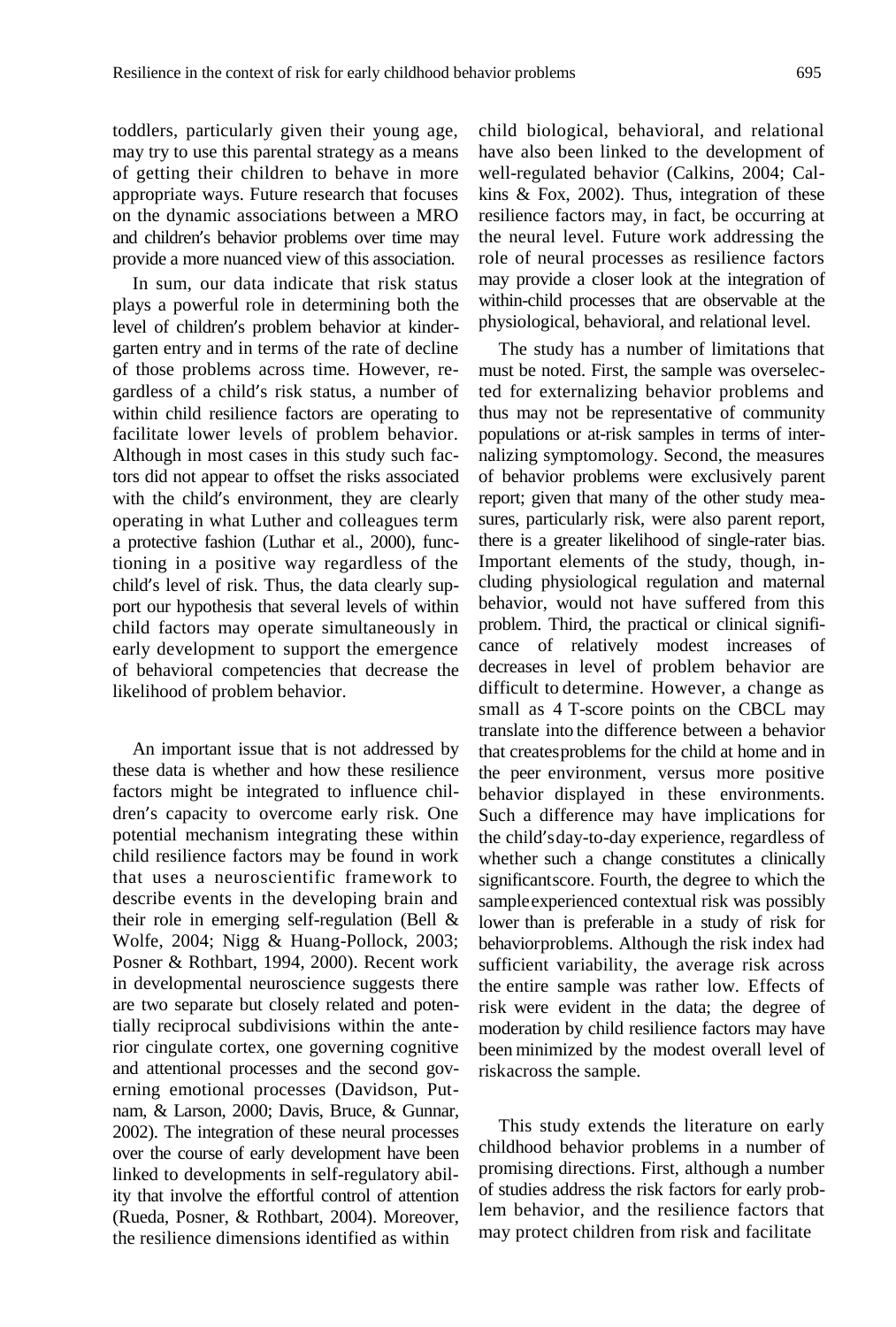toddlers, particularly given their young age, may try to use this parental strategy as a means of getting their children to behave in more appropriate ways. Future research that focuses on the dynamic associations between a MRO and children's behavior problems over time may provide a more nuanced view of this association.

In sum, our data indicate that risk status plays a powerful role in determining both the level of children's problem behavior at kindergarten entry and in terms of the rate of decline of those problems across time. However, regardless of a child's risk status, a number of within child resilience factors are operating to facilitate lower levels of problem behavior. Although in most cases in this study such factors did not appear to offset the risks associated with the child's environment, they are clearly operating in what Luther and colleagues term a protective fashion (Luthar et al., 2000), functioning in a positive way regardless of the child's level of risk. Thus, the data clearly support our hypothesis that several levels of within child factors may operate simultaneously in early development to support the emergence of behavioral competencies that decrease the likelihood of problem behavior.

An important issue that is not addressed by these data is whether and how these resilience factors might be integrated to influence children's capacity to overcome early risk. One potential mechanism integrating these within child resilience factors may be found in work that uses a neuroscientific framework to describe events in the developing brain and their role in emerging self-regulation (Bell & Wolfe, 2004; Nigg & Huang-Pollock, 2003; Posner & Rothbart, 1994, 2000). Recent work in developmental neuroscience suggests there are two separate but closely related and potentially reciprocal subdivisions within the anterior cingulate cortex, one governing cognitive and attentional processes and the second governing emotional processes (Davidson, Putnam, & Larson, 2000; Davis, Bruce, & Gunnar, 2002). The integration of these neural processes over the course of early development have been linked to developments in self-regulatory ability that involve the effortful control of attention (Rueda, Posner, & Rothbart, 2004). Moreover, the resilience dimensions identified as within child biological, behavioral, and relational have also been linked to the development of well-regulated behavior (Calkins, 2004; Calkins & Fox, 2002). Thus, integration of these resilience factors may, in fact, be occurring at the neural level. Future work addressing the role of neural processes as resilience factors may provide a closer look at the integration of within-child processes that are observable at the physiological, behavioral, and relational level.

The study has a number of limitations that must be noted. First, the sample was overselected for externalizing behavior problems and thus may not be representative of community populations or at-risk samples in terms of internalizing symptomology. Second, the measures of behavior problems were exclusively parent report; given that many of the other study measures, particularly risk, were also parent report, there is a greater likelihood of single-rater bias. Important elements of the study, though, including physiological regulation and maternal behavior, would not have suffered from this problem. Third, the practical or clinical significance of relatively modest increases of decreases in level of problem behavior are difficult to determine. However, a change as small as 4 T-score points on the CBCL may translate into the difference between a behavior that creates problems for the child at home and in the peer environment, versus more positive behavior displayed in these environments. Such a difference may have implications for the child's day-to-day experience, regardless of whether such a change constitutes a clinically significant score. Fourth, the degree to which the sample experienced contextual risk was possibly lower than is preferable in a study of risk for behavior problems. Although the risk index had sufficient variability, the average risk across the entire sample was rather low. Effects of risk were evident in the data; the degree of moderation by child resilience factors may have been minimized by the modest overall level of risk across the sample.

This study extends the literature on early childhood behavior problems in a number of promising directions. First, although a number of studies address the risk factors for early problem behavior, and the resilience factors that may protect children from risk and facilitate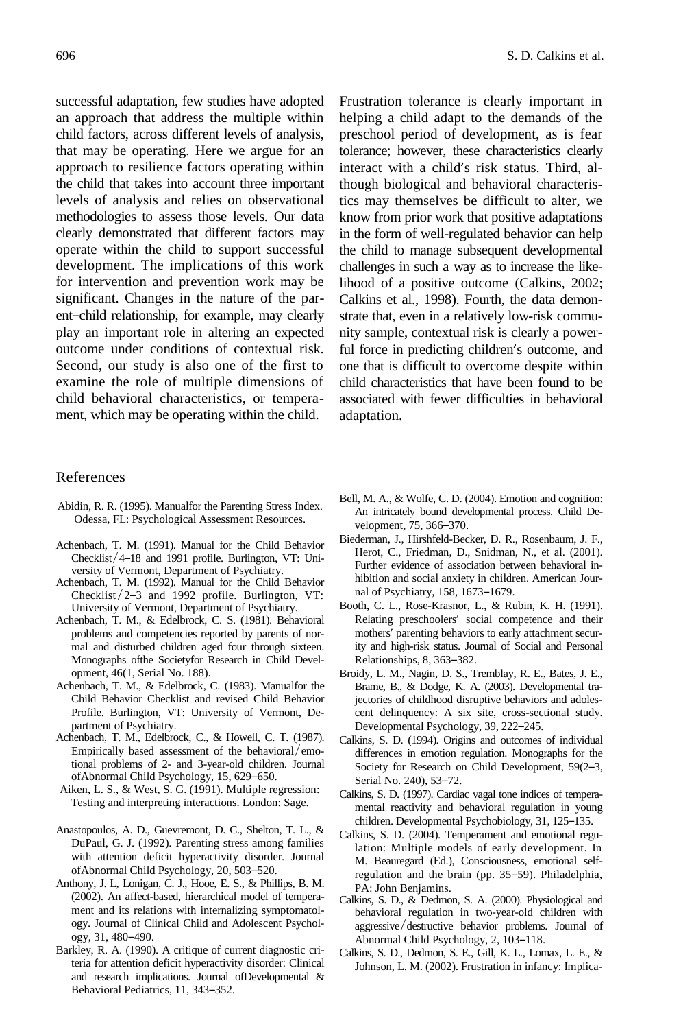successful adaptation, few studies have adopted an approach that address the multiple within child factors, across different levels of analysis, that may be operating. Here we argue for an approach to resilience factors operating within the child that takes into account three important levels of analysis and relies on observational methodologies to assess those levels. Our data clearly demonstrated that different factors may operate within the child to support successful development. The implications of this work for intervention and prevention work may be significant. Changes in the nature of the parent–child relationship, for example, may clearly play an important role in altering an expected outcome under conditions of contextual risk. Second, our study is also one of the first to examine the role of multiple dimensions of child behavioral characteristics, or temperament, which may be operating within the child. Frustration tolerance is clearly important in helping a child adapt to the demands of the preschool period of development, as is fear tolerance; however, these characteristics clearly interact with a child's risk status. Third, although biological and behavioral characteristics may themselves be difficult to alter, we know from prior work that positive adaptations in the form of well-regulated behavior can help the child to manage subsequent developmental challenges in such a way as to increase the likelihood of a positive outcome (Calkins, 2002; Calkins et al., 1998). Fourth, the data demonstrate that, even in a relatively low-risk community sample, contextual risk is clearly a powerful force in predicting children's outcome, and one that is difficult to overcome despite within child characteristics that have been found to be associated with fewer difficulties in behavioral adaptation.

## References

Abidin, R. R. (1995). Manualfor the Parenting Stress Index. Odessa, FL: Psychological Assessment Resources.

Achenbach, T. M. (1991). Manual for the Child Behavior Checklist/4–18 and 1991 profile. Burlington, VT: University of Vermont, Department of Psychiatry.

Achenbach, T. M. (1992). Manual for the Child Behavior Checklist/2–3 and 1992 profile. Burlington, VT: University of Vermont, Department of Psychiatry.

Achenbach, T. M., & Edelbrock, C. S. (1981). Behavioral problems and competencies reported by parents of normal and disturbed children aged four through sixteen. Monographs ofthe Societyfor Research in Child Development, 46(1, Serial No. 188).

Achenbach, T. M., & Edelbrock, C. (1983). Manualfor the Child Behavior Checklist and revised Child Behavior Profile. Burlington, VT: University of Vermont, Department of Psychiatry.

Achenbach, T. M., Edelbrock, C., & Howell, C. T. (1987). Empirically based assessment of the behavioral/emotional problems of 2- and 3-year-old children. Journal ofAbnormal Child Psychology, 15, 629–650.

Aiken, L. S., & West, S. G. (1991). Multiple regression: Testing and interpreting interactions. London: Sage.

Anastopoulos, A. D., Guevremont, D. C., Shelton, T. L., & DuPaul, G. J. (1992). Parenting stress among families with attention deficit hyperactivity disorder. Journal ofAbnormal Child Psychology, 20, 503–520.

Anthony, J. L, Lonigan, C. J., Hooe, E. S., & Phillips, B. M. (2002). An affect-based, hierarchical model of temperament and its relations with internalizing symptomatology. Journal of Clinical Child and Adolescent Psychology, 31, 480–490.

Barkley, R. A. (1990). A critique of current diagnostic criteria for attention deficit hyperactivity disorder: Clinical and research implications. Journal ofDevelopmental & Behavioral Pediatrics, 11, 343–352.

Bell, M. A., & Wolfe, C. D. (2004). Emotion and cognition: An intricately bound developmental process. Child Development, 75, 366–370.

Biederman, J., Hirshfeld-Becker, D. R., Rosenbaum, J. F., Herot, C., Friedman, D., Snidman, N., et al. (2001). Further evidence of association between behavioral inhibition and social anxiety in children. American Journal of Psychiatry, 158, 1673–1679.

Booth, C. L., Rose-Krasnor, L., & Rubin, K. H. (1991). Relating preschoolers' social competence and their mothers' parenting behaviors to early attachment security and high-risk status. Journal of Social and Personal Relationships, 8, 363–382.

Broidy, L. M., Nagin, D. S., Tremblay, R. E., Bates, J. E., Brame, B., & Dodge, K. A. (2003). Developmental trajectories of childhood disruptive behaviors and adolescent delinquency: A six site, cross-sectional study. Developmental Psychology, 39, 222–245.

Calkins, S. D. (1994). Origins and outcomes of individual differences in emotion regulation. Monographs for the Society for Research on Child Development, 59(2–3, Serial No. 240), 53–72.

Calkins, S. D. (1997). Cardiac vagal tone indices of temperamental reactivity and behavioral regulation in young children. Developmental Psychobiology, 31, 125–135.

Calkins, S. D. (2004). Temperament and emotional regulation: Multiple models of early development. In M. Beauregard (Ed.), Consciousness, emotional self-regulation and the brain (pp. 35–59). Philadelphia, PA: John Benjamins.

Calkins, S. D., & Dedmon, S. A. (2000). Physiological and behavioral regulation in two-year-old children with aggressive/destructive behavior problems. Journal of Abnormal Child Psychology, 2, 103–118.

Calkins, S. D., Dedmon, S. E., Gill, K. L., Lomax, L. E., & Johnson, L. M. (2002). Frustration in infancy: Implica-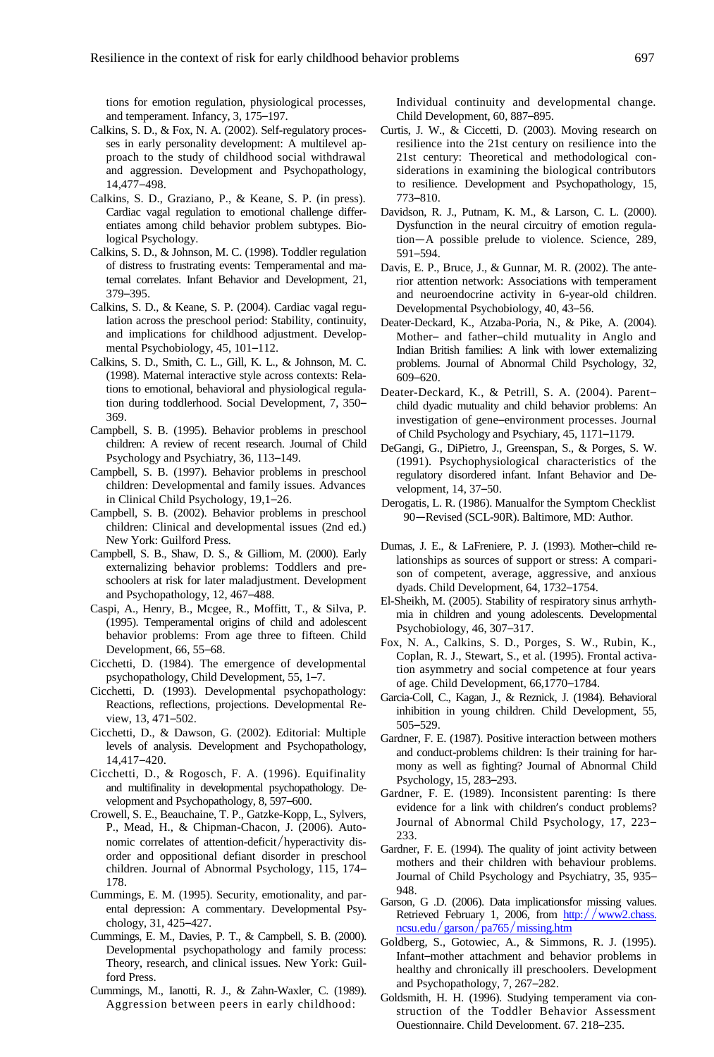tions for emotion regulation, physiological processes, and temperament. Infancy, 3, 175–197.

Calkins, S. D., & Fox, N. A. (2002). Self-regulatory processes in early personality development: A multilevel approach to the study of childhood social withdrawal and aggression. Development and Psychopathology, 14,477–498.

Calkins, S. D., Graziano, P., & Keane, S. P. (in press). Cardiac vagal regulation to emotional challenge differentiates among child behavior problem subtypes. Biological Psychology.

Calkins, S. D., & Johnson, M. C. (1998). Toddler regulation of distress to frustrating events: Temperamental and maternal correlates. Infant Behavior and Development, 21, 379–395.

Calkins, S. D., & Keane, S. P. (2004). Cardiac vagal regulation across the preschool period: Stability, continuity, and implications for childhood adjustment. Developmental Psychobiology, 45, 101–112.

Calkins, S. D., Smith, C. L., Gill, K. L., & Johnson, M. C. (1998). Maternal interactive style across contexts: Relations to emotional, behavioral and physiological regulation during toddlerhood. Social Development, 7, 350–369.

Campbell, S. B. (1995). Behavior problems in preschool children: A review of recent research. Journal of Child Psychology and Psychiatry, 36, 113–149.

Campbell, S. B. (1997). Behavior problems in preschool children: Developmental and family issues. Advances in Clinical Child Psychology, 19,1–26.

Campbell, S. B. (2002). Behavior problems in preschool children: Clinical and developmental issues (2nd ed.) New York: Guilford Press.

Campbell, S. B., Shaw, D. S., & Gilliom, M. (2000). Early externalizing behavior problems: Toddlers and preschoolers at risk for later maladjustment. Development and Psychopathology, 12, 467–488.

Caspi, A., Henry, B., Mcgee, R., Moffitt, T., & Silva, P. (1995). Temperamental origins of child and adolescent behavior problems: From age three to fifteen. Child Development, 66, 55–68.

Cicchetti, D. (1984). The emergence of developmental psychopathology, Child Development, 55, 1–7.

Cicchetti, D. (1993). Developmental psychopathology: Reactions, reflections, projections. Developmental Review, 13, 471–502.

Cicchetti, D., & Dawson, G. (2002). Editorial: Multiple levels of analysis. Development and Psychopathology, 14,417–420.

Cicchetti, D., & Rogosch, F. A. (1996). Equifinality and multifinality in developmental psychopathology. Development and Psychopathology, 8, 597–600.

Crowell, S. E., Beauchaine, T. P., Gatzke-Kopp, L., Sylvers, P., Mead, H., & Chipman-Chacon, J. (2006). Autonomic correlates of attention-deficit/hyperactivity disorder and oppositional defiant disorder in preschool children. Journal of Abnormal Psychology, 115, 174–178.

Cummings, E. M. (1995). Security, emotionality, and parental depression: A commentary. Developmental Psychology, 31, 425–427.

Cummings, E. M., Davies, P. T., & Campbell, S. B. (2000). Developmental psychopathology and family process: Theory, research, and clinical issues. New York: Guilford Press.

Cummings, M., Ianotti, R. J., & Zahn-Waxler, C. (1989). Aggression between peers in early childhood: Individual continuity and developmental change. Child Development, 60, 887–895.

Curtis, J. W., & Ciccetti, D. (2003). Moving research on resilience into the 21st century on resilience into the 21st century: Theoretical and methodological considerations in examining the biological contributors to resilience. Development and Psychopathology, 15, 773–810.

Davidson, R. J., Putnam, K. M., & Larson, C. L. (2000). Dysfunction in the neural circuitry of emotion regulation—A possible prelude to violence. Science, 289, 591–594.

Davis, E. P., Bruce, J., & Gunnar, M. R. (2002). The anterior attention network: Associations with temperament and neuroendocrine activity in 6-year-old children. Developmental Psychobiology, 40, 43–56.

Deater-Deckard, K., Atzaba-Poria, N., & Pike, A. (2004). Mother– and father–child mutuality in Anglo and Indian British families: A link with lower externalizing problems. Journal of Abnormal Child Psychology, 32, 609–620.

Deater-Deckard, K., & Petrill, S. A. (2004). Parent–child dyadic mutuality and child behavior problems: An investigation of gene–environment processes. Journal of Child Psychology and Psychiary, 45, 1171–1179.

DeGangi, G., DiPietro, J., Greenspan, S., & Porges, S. W. (1991). Psychophysiological characteristics of the regulatory disordered infant. Infant Behavior and Development, 14, 37–50.

Derogatis, L. R. (1986). Manualfor the Symptom Checklist 90—Revised (SCL-90R). Baltimore, MD: Author.

Dumas, J. E., & LaFreniere, P. J. (1993). Mother–child relationships as sources of support or stress: A comparison of competent, average, aggressive, and anxious dyads. Child Development, 64, 1732–1754.

El-Sheikh, M. (2005). Stability of respiratory sinus arrhythmia in children and young adolescents. Developmental Psychobiology, 46, 307–317.

Fox, N. A., Calkins, S. D., Porges, S. W., Rubin, K., Coplan, R. J., Stewart, S., et al. (1995). Frontal activation asymmetry and social competence at four years of age. Child Development, 66,1770–1784.

Garcia-Coll, C., Kagan, J., & Reznick, J. (1984). Behavioral inhibition in young children. Child Development, 55, 505–529.

Gardner, F. E. (1987). Positive interaction between mothers and conduct-problems children: Is their training for harmony as well as fighting? Journal of Abnormal Child Psychology, 15, 283–293.

Gardner, F. E. (1989). Inconsistent parenting: Is there evidence for a link with children's conduct problems? Journal of Abnormal Child Psychology, 17, 223–233.

Gardner, F. E. (1994). The quality of joint activity between mothers and their children with behaviour problems. Journal of Child Psychology and Psychiatry, 35, 935–948.

Garson, G .D. (2006). Data implicationsfor missing values. Retrieved February 1, 2006, from http://www2.chass.ncsu.edu/garson/pa765/missing.htm

Goldberg, S., Gotowiec, A., & Simmons, R. J. (1995). Infant–mother attachment and behavior problems in healthy and chronically ill preschoolers. Development and Psychopathology, 7, 267–282.

Goldsmith, H. H. (1996). Studying temperament via construction of the Toddler Behavior Assessment Questionnaire. Child Development, 67, 218–235.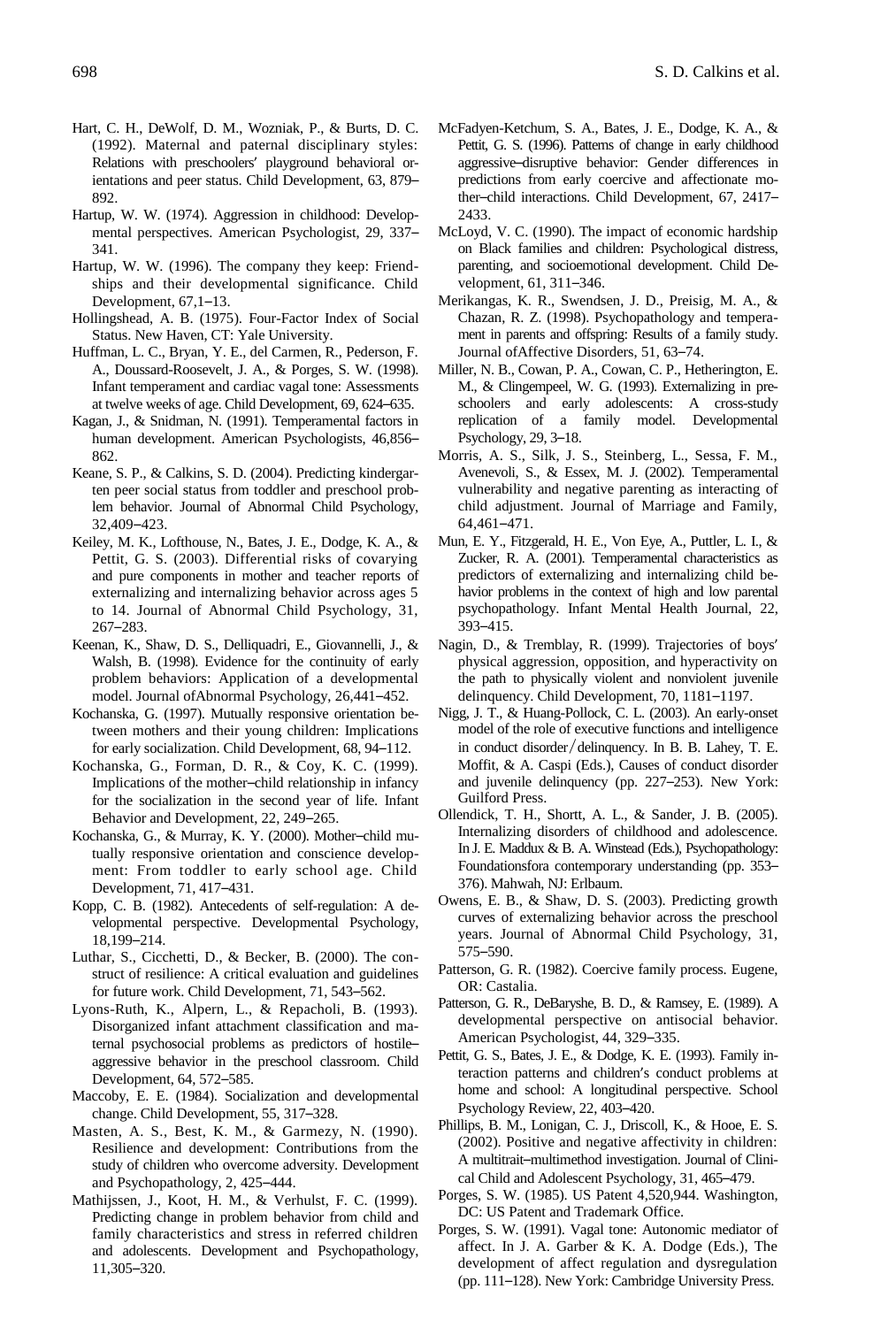Hart, C. H., DeWolf, D. M., Wozniak, P., & Burts, D. C. (1992). Maternal and paternal disciplinary styles: Relations with preschoolers' playground behavioral orientations and peer status. Child Development, 63, 879–892.

Hartup, W. W. (1974). Aggression in childhood: Developmental perspectives. American Psychologist, 29, 337–341.

Hartup, W. W. (1996). The company they keep: Friendships and their developmental significance. Child Development, 67,1–13.

Hollingshead, A. B. (1975). Four-Factor Index of Social Status. New Haven, CT: Yale University.

Huffman, L. C., Bryan, Y. E., del Carmen, R., Pederson, F. A., Doussard-Roosevelt, J. A., & Porges, S. W. (1998). Infant temperament and cardiac vagal tone: Assessments at twelve weeks of age. Child Development, 69, 624–635.

Kagan, J., & Snidman, N. (1991). Temperamental factors in human development. American Psychologists, 46,856–862.

Keane, S. P., & Calkins, S. D. (2004). Predicting kindergarten peer social status from toddler and preschool problem behavior. Journal of Abnormal Child Psychology, 32,409–423.

Keiley, M. K., Lofthouse, N., Bates, J. E., Dodge, K. A., & Pettit, G. S. (2003). Differential risks of covarying and pure components in mother and teacher reports of externalizing and internalizing behavior across ages 5 to 14. Journal of Abnormal Child Psychology, 31, 267–283.

Keenan, K., Shaw, D. S., Delliquadri, E., Giovannelli, J., & Walsh, B. (1998). Evidence for the continuity of early problem behaviors: Application of a developmental model. Journal ofAbnormal Psychology, 26,441–452.

Kochanska, G. (1997). Mutually responsive orientation between mothers and their young children: Implications for early socialization. Child Development, 68, 94–112.

Kochanska, G., Forman, D. R., & Coy, K. C. (1999). Implications of the mother–child relationship in infancy for the socialization in the second year of life. Infant Behavior and Development, 22, 249–265.

Kochanska, G., & Murray, K. Y. (2000). Mother–child mutually responsive orientation and conscience development: From toddler to early school age. Child Development, 71, 417–431.

Kopp, C. B. (1982). Antecedents of self-regulation: A developmental perspective. Developmental Psychology, 18,199–214.

Luthar, S., Cicchetti, D., & Becker, B. (2000). The construct of resilience: A critical evaluation and guidelines for future work. Child Development, 71, 543–562.

Lyons-Ruth, K., Alpern, L., & Repacholi, B. (1993). Disorganized infant attachment classification and maternal psychosocial problems as predictors of hostile–aggressive behavior in the preschool classroom. Child Development, 64, 572–585.

Maccoby, E. E. (1984). Socialization and developmental change. Child Development, 55, 317–328.

Masten, A. S., Best, K. M., & Garmezy, N. (1990). Resilience and development: Contributions from the study of children who overcome adversity. Development and Psychopathology, 2, 425–444.

Mathijssen, J., Koot, H. M., & Verhulst, F. C. (1999). Predicting change in problem behavior from child and family characteristics and stress in referred children and adolescents. Development and Psychopathology, 11,305–320.

McFadyen-Ketchum, S. A., Bates, J. E., Dodge, K. A., & Pettit, G. S. (1996). Patterns of change in early childhood aggressive–disruptive behavior: Gender differences in predictions from early coercive and affectionate mother–child interactions. Child Development, 67, 2417–2433.

McLoyd, V. C. (1990). The impact of economic hardship on Black families and children: Psychological distress, parenting, and socioemotional development. Child Development, 61, 311–346.

Merikangas, K. R., Swendsen, J. D., Preisig, M. A., & Chazan, R. Z. (1998). Psychopathology and temperament in parents and offspring: Results of a family study. Journal ofAffective Disorders, 51, 63–74.

Miller, N. B., Cowan, P. A., Cowan, C. P., Hetherington, E. M., & Clingempeel, W. G. (1993). Externalizing in preschoolers and early adolescents: A cross-study replication of a family model. Developmental Psychology, 29, 3–18.

Morris, A. S., Silk, J. S., Steinberg, L., Sessa, F. M., Avenevoli, S., & Essex, M. J. (2002). Temperamental vulnerability and negative parenting as interacting of child adjustment. Journal of Marriage and Family, 64,461–471.

Mun, E. Y., Fitzgerald, H. E., Von Eye, A., Puttler, L. I., & Zucker, R. A. (2001). Temperamental characteristics as predictors of externalizing and internalizing child behavior problems in the context of high and low parental psychopathology. Infant Mental Health Journal, 22, 393–415.

Nagin, D., & Tremblay, R. (1999). Trajectories of boys' physical aggression, opposition, and hyperactivity on the path to physically violent and nonviolent juvenile delinquency. Child Development, 70, 1181–1197.

Nigg, J. T., & Huang-Pollock, C. L. (2003). An early-onset model of the role of executive functions and intelligence in conduct disorder/delinquency. In B. B. Lahey, T. E. Moffit, & A. Caspi (Eds.), Causes of conduct disorder and juvenile delinquency (pp. 227–253). New York: Guilford Press.

Ollendick, T. H., Shortt, A. L., & Sander, J. B. (2005). Internalizing disorders of childhood and adolescence. In J. E. Maddux & B. A. Winstead (Eds.), Psychopathology: Foundationsfora contemporary understanding (pp. 353–376). Mahwah, NJ: Erlbaum.

Owens, E. B., & Shaw, D. S. (2003). Predicting growth curves of externalizing behavior across the preschool years. Journal of Abnormal Child Psychology, 31, 575–590.

Patterson, G. R. (1982). Coercive family process. Eugene, OR: Castalia.

Patterson, G. R., DeBaryshe, B. D., & Ramsey, E. (1989). A developmental perspective on antisocial behavior. American Psychologist, 44, 329–335.

Pettit, G. S., Bates, J. E., & Dodge, K. E. (1993). Family interaction patterns and children's conduct problems at home and school: A longitudinal perspective. School Psychology Review, 22, 403–420.

Phillips, B. M., Lonigan, C. J., Driscoll, K., & Hooe, E. S. (2002). Positive and negative affectivity in children: A multitrait–multimethod investigation. Journal of Clinical Child and Adolescent Psychology, 31, 465–479.

Porges, S. W. (1985). US Patent 4,520,944. Washington, DC: US Patent and Trademark Office.

Porges, S. W. (1991). Vagal tone: Autonomic mediator of affect. In J. A. Garber & K. A. Dodge (Eds.), The development of affect regulation and dysregulation (pp. 111–128). New York: Cambridge University Press.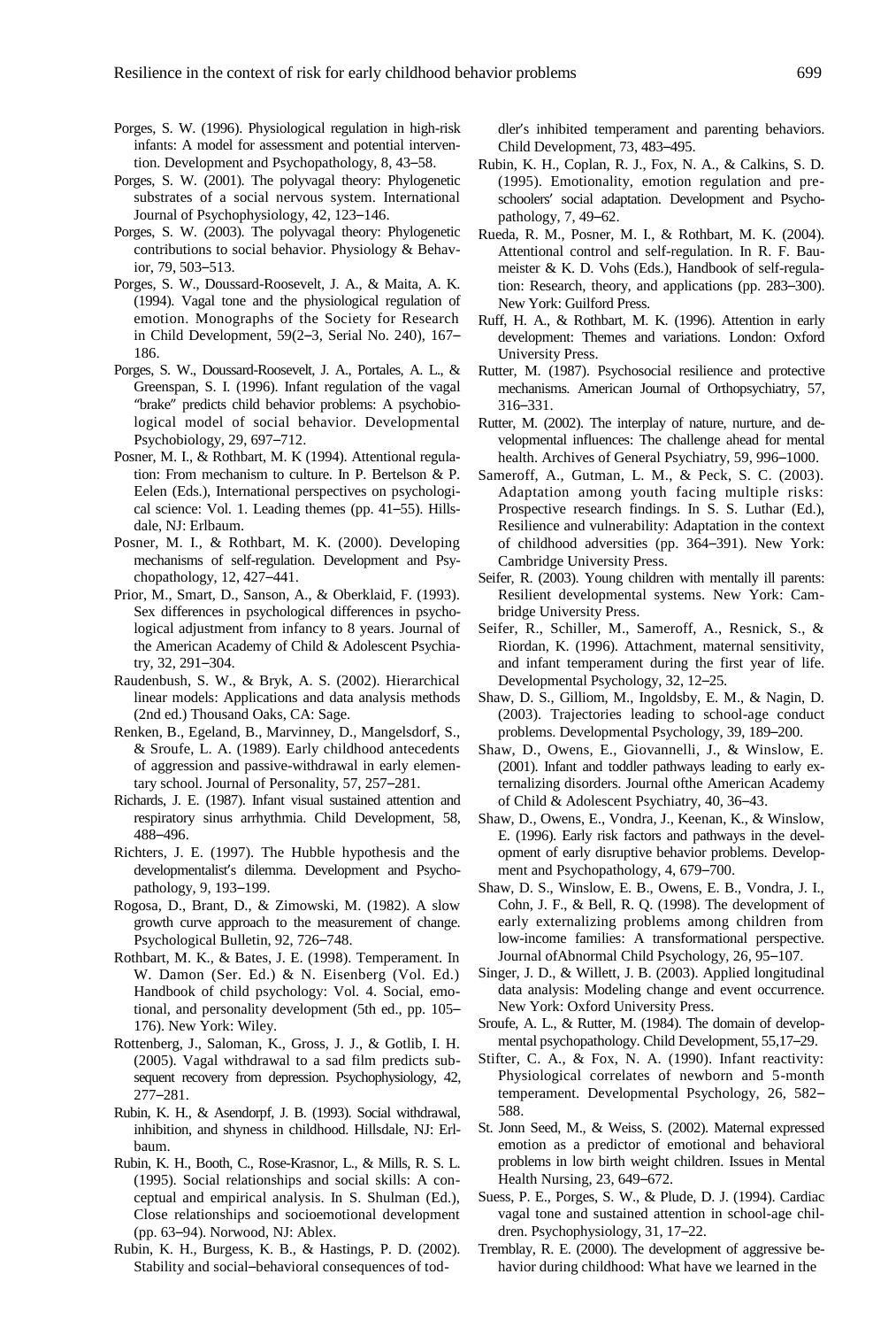Porges, S. W. (1996). Physiological regulation in high-risk infants: A model for assessment and potential intervention. Development and Psychopathology, 8, 43–58.

Porges, S. W. (2001). The polyvagal theory: Phylogenetic substrates of a social nervous system. International Journal of Psychophysiology, 42, 123–146.

Porges, S. W. (2003). The polyvagal theory: Phylogenetic contributions to social behavior. Physiology & Behavior, 79, 503–513.

Porges, S. W., Doussard-Roosevelt, J. A., & Maita, A. K. (1994). Vagal tone and the physiological regulation of emotion. Monographs of the Society for Research in Child Development, 59(2–3, Serial No. 240), 167–186.

Porges, S. W., Doussard-Roosevelt, J. A., Portales, A. L., & Greenspan, S. I. (1996). Infant regulation of the vagal "brake" predicts child behavior problems: A psychobiological model of social behavior. Developmental Psychobiology, 29, 697–712.

Posner, M. I., & Rothbart, M. K (1994). Attentional regulation: From mechanism to culture. In P. Bertelson & P. Eelen (Eds.), International perspectives on psychological science: Vol. 1. Leading themes (pp. 41–55). Hillsdale, NJ: Erlbaum.

Posner, M. I., & Rothbart, M. K. (2000). Developing mechanisms of self-regulation. Development and Psychopathology, 12, 427–441.

Prior, M., Smart, D., Sanson, A., & Oberklaid, F. (1993). Sex differences in psychological differences in psychological adjustment from infancy to 8 years. Journal of the American Academy of Child & Adolescent Psychiatry, 32, 291–304.

Raudenbush, S. W., & Bryk, A. S. (2002). Hierarchical linear models: Applications and data analysis methods (2nd ed.) Thousand Oaks, CA: Sage.

Renken, B., Egeland, B., Marvinney, D., Mangelsdorf, S., & Sroufe, L. A. (1989). Early childhood antecedents of aggression and passive-withdrawal in early elementary school. Journal of Personality, 57, 257–281.

Richards, J. E. (1987). Infant visual sustained attention and respiratory sinus arrhythmia. Child Development, 58, 488–496.

Richters, J. E. (1997). The Hubble hypothesis and the developmentalist's dilemma. Development and Psychopathology, 9, 193–199.

Rogosa, D., Brant, D., & Zimowski, M. (1982). A slow growth curve approach to the measurement of change. Psychological Bulletin, 92, 726–748.

Rothbart, M. K., & Bates, J. E. (1998). Temperament. In W. Damon (Ser. Ed.) & N. Eisenberg (Vol. Ed.) Handbook of child psychology: Vol. 4. Social, emotional, and personality development (5th ed., pp. 105–176). New York: Wiley.

Rottenberg, J., Saloman, K., Gross, J. J., & Gotlib, I. H. (2005). Vagal withdrawal to a sad film predicts subsequent recovery from depression. Psychophysiology, 42, 277–281.

Rubin, K. H., & Asendorpf, J. B. (1993). Social withdrawal, inhibition, and shyness in childhood. Hillsdale, NJ: Erlbaum.

Rubin, K. H., Booth, C., Rose-Krasnor, L., & Mills, R. S. L. (1995). Social relationships and social skills: A conceptual and empirical analysis. In S. Shulman (Ed.), Close relationships and socioemotional development (pp. 63–94). Norwood, NJ: Ablex.

Rubin, K. H., Burgess, K. B., & Hastings, P. D. (2002). Stability and social–behavioral consequences of toddler's inhibited temperament and parenting behaviors. Child Development, 73, 483–495.

Rubin, K. H., Coplan, R. J., Fox, N. A., & Calkins, S. D. (1995). Emotionality, emotion regulation and preschoolers' social adaptation. Development and Psychopathology, 7, 49–62.

Rueda, R. M., Posner, M. I., & Rothbart, M. K. (2004). Attentional control and self-regulation. In R. F. Baumeister & K. D. Vohs (Eds.), Handbook of self-regulation: Research, theory, and applications (pp. 283–300). New York: Guilford Press.

Ruff, H. A., & Rothbart, M. K. (1996). Attention in early development: Themes and variations. London: Oxford University Press.

Rutter, M. (1987). Psychosocial resilience and protective mechanisms. American Journal of Orthopsychiatry, 57, 316–331.

Rutter, M. (2002). The interplay of nature, nurture, and developmental influences: The challenge ahead for mental health. Archives of General Psychiatry, 59, 996–1000.

Sameroff, A., Gutman, L. M., & Peck, S. C. (2003). Adaptation among youth facing multiple risks: Prospective research findings. In S. S. Luthar (Ed.), Resilience and vulnerability: Adaptation in the context of childhood adversities (pp. 364–391). New York: Cambridge University Press.

Seifer, R. (2003). Young children with mentally ill parents: Resilient developmental systems. New York: Cambridge University Press.

Seifer, R., Schiller, M., Sameroff, A., Resnick, S., & Riordan, K. (1996). Attachment, maternal sensitivity, and infant temperament during the first year of life. Developmental Psychology, 32, 12–25.

Shaw, D. S., Gilliom, M., Ingoldsby, E. M., & Nagin, D. (2003). Trajectories leading to school-age conduct problems. Developmental Psychology, 39, 189–200.

Shaw, D., Owens, E., Giovannelli, J., & Winslow, E. (2001). Infant and toddler pathways leading to early externalizing disorders. Journal ofthe American Academy of Child & Adolescent Psychiatry, 40, 36–43.

Shaw, D., Owens, E., Vondra, J., Keenan, K., & Winslow, E. (1996). Early risk factors and pathways in the development of early disruptive behavior problems. Development and Psychopathology, 4, 679–700.

Shaw, D. S., Winslow, E. B., Owens, E. B., Vondra, J. I., Cohn, J. F., & Bell, R. Q. (1998). The development of early externalizing problems among children from low-income families: A transformational perspective. Journal ofAbnormal Child Psychology, 26, 95–107.

Singer, J. D., & Willett, J. B. (2003). Applied longitudinal data analysis: Modeling change and event occurrence. New York: Oxford University Press.

Sroufe, L. A., & Rutter, M. (1984). The domain of developmental psychopathology. Child Development, 55,17–29.

Stifter, C. A., & Fox, N. A. (1990). Infant reactivity: Physiological correlates of newborn and 5-month temperament. Developmental Psychology, 26, 582–588.

St. Jonn Seed, M., & Weiss, S. (2002). Maternal expressed emotion as a predictor of emotional and behavioral problems in low birth weight children. Issues in Mental Health Nursing, 23, 649–672.

Suess, P. E., Porges, S. W., & Plude, D. J. (1994). Cardiac vagal tone and sustained attention in school-age children. Psychophysiology, 31, 17–22.

Tremblay, R. E. (2000). The development of aggressive behavior during childhood: What have we learned in the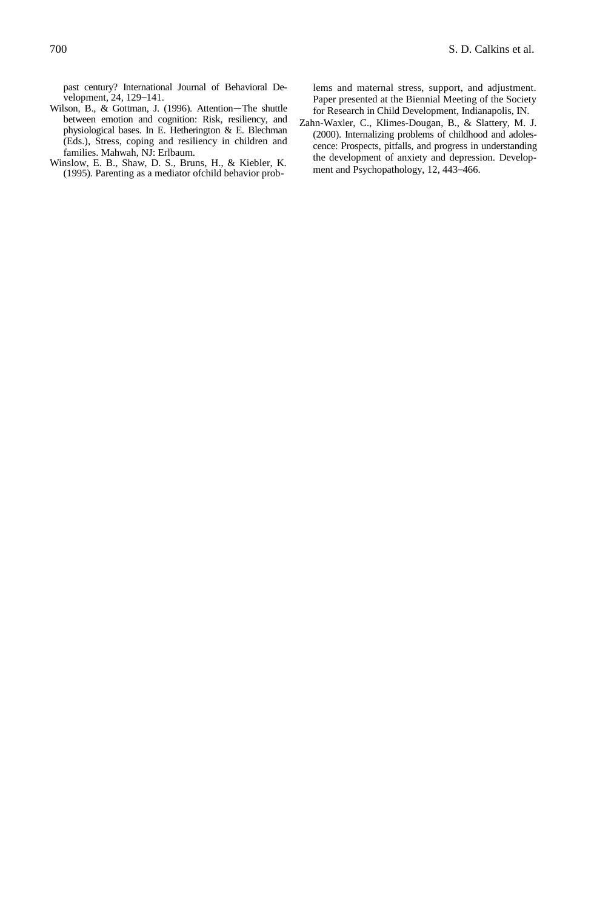past century? International Journal of Behavioral Development, 24, 129–141.

Wilson, B., & Gottman, J. (1996). Attention—The shuttle between emotion and cognition: Risk, resiliency, and physiological bases. In E. Hetherington & E. Blechman (Eds.), Stress, coping and resiliency in children and families. Mahwah, NJ: Erlbaum.

Winslow, E. B., Shaw, D. S., Bruns, H., & Kiebler, K. (1995). Parenting as a mediator ofchild behavior problems and maternal stress, support, and adjustment. Paper presented at the Biennial Meeting of the Society for Research in Child Development, Indianapolis, IN.

Zahn-Waxler, C., Klimes-Dougan, B., & Slattery, M. J. (2000). Internalizing problems of childhood and adolescence: Prospects, pitfalls, and progress in understanding the development of anxiety and depression. Development and Psychopathology, 12, 443–466.